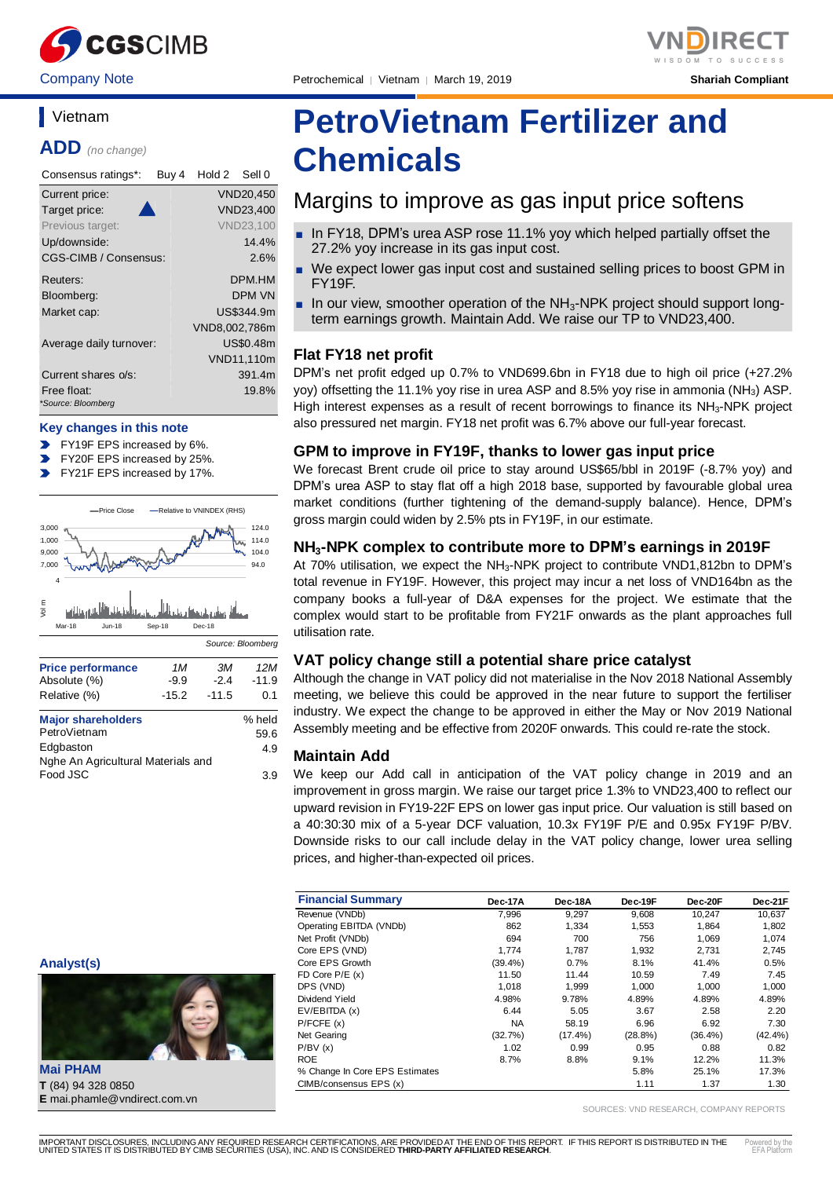Company Note | Petrochemical | Vietnam | March 19, 2019 | Shariah Compliant

## Vietnam

**ADD** *(no change)*

| Consensus ratings*: | Buy 4 | Hold 2 | Sell 0 |
|---|---|---|---|

| | |
|---|---|
| Current price: | VND20,450 |
| Target price: | VND23,400 |
| Previous target: | VND23,100 |
| Up/downside: | 14.4% |
| CGS-CIMB / Consensus: | 2.6% |
| Reuters: | DPM.HM |
| Bloomberg: | DPM VN |
| Market cap: | US$344.9m |
| | VND8,002,786m |
| Average daily turnover: | US$0.48m |
| | VND11,110m |
| Current shares o/s: | 391.4m |
| Free float: | 19.8% |

*Source: Bloomberg

**Key changes in this note**

- FY19F EPS increased by 6%.
- FY20F EPS increased by 25%.
- FY21F EPS increased by 17%.

Source: Bloomberg

| Price performance | 1M | 3M | 12M |
|---|---|---|---|
| Absolute (%) | -9.9 | -2.4 | -11.9 |
| Relative (%) | -15.2 | -11.5 | 0.1 |

| Major shareholders | % held |
|---|---|
| PetroVietnam | 59.6 |
| Edgbaston | 4.9 |
| Nghe An Agricultural Materials and Food JSC | 3.9 |

**Analyst(s)**

**Mai PHAM**
**T** (84) 94 328 0850
**E** mai.phamle@vndirect.com.vn

# PetroVietnam Fertilizer and Chemicals

## Margins to improve as gas input price softens

- In FY18, DPM's urea ASP rose 11.1% yoy which helped partially offset the 27.2% yoy increase in its gas input cost.
- We expect lower gas input cost and sustained selling prices to boost GPM in FY19F.
- In our view, smoother operation of the $NH_3$-NPK project should support long-term earnings growth. Maintain Add. We raise our TP to VND23,400.

### Flat FY18 net profit

DPM's net profit edged up 0.7% to VND699.6bn in FY18 due to high oil price (+27.2% yoy) offsetting the 11.1% yoy rise in urea ASP and 8.5% yoy rise in ammonia ($NH_3$) ASP. High interest expenses as a result of recent borrowings to finance its $NH_3$-NPK project also pressured net margin. FY18 net profit was 6.7% above our full-year forecast.

### GPM to improve in FY19F, thanks to lower gas input price

We forecast Brent crude oil price to stay around US$65/bbl in 2019F (-8.7% yoy) and DPM's urea ASP to stay flat off a high 2018 base, supported by favourable global urea market conditions (further tightening of the demand-supply balance). Hence, DPM's gross margin could widen by 2.5% pts in FY19F, in our estimate.

### $NH_3$-NPK complex to contribute more to DPM's earnings in 2019F

At 70% utilisation, we expect the $NH_3$-NPK project to contribute VND1,812bn to DPM's total revenue in FY19F. However, this project may incur a net loss of VND164bn as the company books a full-year of D&A expenses for the project. We estimate that the complex would start to be profitable from FY21F onwards as the plant approaches full utilisation rate.

### VAT policy change still a potential share price catalyst

Although the change in VAT policy did not materialise in the Nov 2018 National Assembly meeting, we believe this could be approved in the near future to support the fertiliser industry. We expect the change to be approved in either the May or Nov 2019 National Assembly meeting and be effective from 2020F onwards. This could re-rate the stock.

### Maintain Add

We keep our Add call in anticipation of the VAT policy change in 2019 and an improvement in gross margin. We raise our target price 1.3% to VND23,400 to reflect our upward revision in FY19-22F EPS on lower gas input price. Our valuation is still based on a 40:30:30 mix of a 5-year DCF valuation, 10.3x FY19F P/E and 0.95x FY19F P/BV. Downside risks to our call include delay in the VAT policy change, lower urea selling prices, and higher-than-expected oil prices.

| Financial Summary | Dec-17A | Dec-18A | Dec-19F | Dec-20F | Dec-21F |
|---|---|---|---|---|---|
| Revenue (VNDb) | 7,996 | 9,297 | 9,608 | 10,247 | 10,637 |
| Operating EBITDA (VNDb) | 862 | 1,334 | 1,553 | 1,864 | 1,802 |
| Net Profit (VNDb) | 694 | 700 | 756 | 1,069 | 1,074 |
| Core EPS (VND) | 1,774 | 1,787 | 1,932 | 2,731 | 2,745 |
| Core EPS Growth | (39.4%) | 0.7% | 8.1% | 41.4% | 0.5% |
| FD Core P/E (x) | 11.50 | 11.44 | 10.59 | 7.49 | 7.45 |
| DPS (VND) | 1,018 | 1,999 | 1,000 | 1,000 | 1,000 |
| Dividend Yield | 4.98% | 9.78% | 4.89% | 4.89% | 4.89% |
| EV/EBITDA (x) | 6.44 | 5.05 | 3.67 | 2.58 | 2.20 |
| P/FCFE (x) | NA | 58.19 | 6.96 | 6.92 | 7.30 |
| Net Gearing | (32.7%) | (17.4%) | (28.8%) | (36.4%) | (42.4%) |
| P/BV (x) | 1.02 | 0.99 | 0.95 | 0.88 | 0.82 |
| ROE | 8.7% | 8.8% | 9.1% | 12.2% | 11.3% |
| % Change In Core EPS Estimates | | | 5.8% | 25.1% | 17.3% |
| CIMB/consensus EPS (x) | | | 1.11 | 1.37 | 1.30 |

SOURCES: VND RESEARCH, COMPANY REPORTS

IMPORTANT DISCLOSURES, INCLUDING ANY REQUIRED RESEARCH CERTIFICATIONS, ARE PROVIDED AT THE END OF THIS REPORT. IF THIS REPORT IS DISTRIBUTED IN THE UNITED STATES IT IS DISTRIBUTED BY CIMB SECURITIES (USA), INC. AND IS CONSIDERED **THIRD-PARTY AFFILIATED RESEARCH**.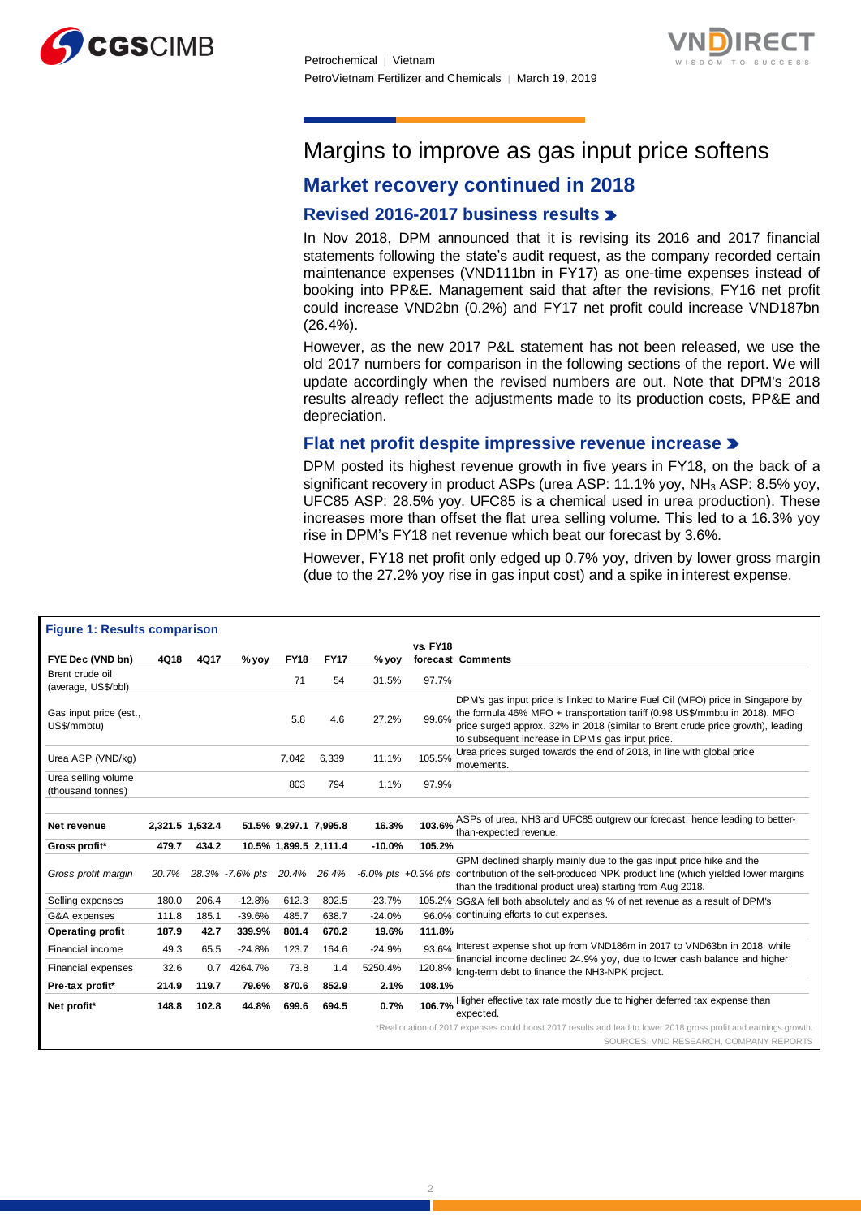# Margins to improve as gas input price softens

## Market recovery continued in 2018

### Revised 2016-2017 business results

In Nov 2018, DPM announced that it is revising its 2016 and 2017 financial statements following the state's audit request, as the company recorded certain maintenance expenses (VND111bn in FY17) as one-time expenses instead of booking into PP&E. Management said that after the revisions, FY16 net profit could increase VND2bn (0.2%) and FY17 net profit could increase VND187bn (26.4%).

However, as the new 2017 P&L statement has not been released, we use the old 2017 numbers for comparison in the following sections of the report. We will update accordingly when the revised numbers are out. Note that DPM's 2018 results already reflect the adjustments made to its production costs, PP&E and depreciation.

### Flat net profit despite impressive revenue increase

DPM posted its highest revenue growth in five years in FY18, on the back of a significant recovery in product ASPs (urea ASP: 11.1% yoy, $NH_3$ ASP: 8.5% yoy, UFC85 ASP: 28.5% yoy. UFC85 is a chemical used in urea production). These increases more than offset the flat urea selling volume. This led to a 16.3% yoy rise in DPM's FY18 net revenue which beat our forecast by 3.6%.

However, FY18 net profit only edged up 0.7% yoy, driven by lower gross margin (due to the 27.2% yoy rise in gas input cost) and a spike in interest expense.

**Figure 1: Results comparison**

| FYE Dec (VND bn) | 4Q18 | 4Q17 | % yoy | FY18 | FY17 | % yoy | vs. FY18 forecast | Comments |
|---|---|---|---|---|---|---|---|---|
| Brent crude oil (average, US$/bbl) | | | | 71 | 54 | 31.5% | 97.7% | |
| Gas input price (est., US$/mmbtu) | | | | 5.8 | 4.6 | 27.2% | 99.6% | DPM's gas input price is linked to Marine Fuel Oil (MFO) price in Singapore by the formula 46% MFO + transportation tariff (0.98 US$/mmbtu in 2018). MFO price surged approx. 32% in 2018 (similar to Brent crude price growth), leading to subsequent increase in DPM's gas input price. |
| Urea ASP (VND/kg) | | | | 7,042 | 6,339 | 11.1% | 105.5% | Urea prices surged towards the end of 2018, in line with global price movements. |
| Urea selling volume (thousand tonnes) | | | | 803 | 794 | 1.1% | 97.9% | |
| **Net revenue** | **2,321.5** | **1,532.4** | **51.5%** | **9,297.1** | **7,995.8** | **16.3%** | **103.6%** | ASPs of urea, NH3 and UFC85 outgrew our forecast, hence leading to better-than-expected revenue. |
| **Gross profit*** | **479.7** | **434.2** | **10.5%** | **1,899.5** | **2,111.4** | **-10.0%** | **105.2%** | |
| *Gross profit margin* | *20.7%* | *28.3%* | *-7.6% pts* | *20.4%* | *26.4%* | *-6.0% pts* | *+0.3% pts* | GPM declined sharply mainly due to the gas input price hike and the contribution of the self-produced NPK product line (which yielded lower margins than the traditional product urea) starting from Aug 2018. |
| Selling expenses | 180.0 | 206.4 | -12.8% | 612.3 | 802.5 | -23.7% | 105.2% | SG&A fell both absolutely and as % of net revenue as a result of DPM's continuing efforts to cut expenses. |
| G&A expenses | 111.8 | 185.1 | -39.6% | 485.7 | 638.7 | -24.0% | 96.0% | |
| **Operating profit** | **187.9** | **42.7** | **339.9%** | **801.4** | **670.2** | **19.6%** | **111.8%** | |
| Financial income | 49.3 | 65.5 | -24.8% | 123.7 | 164.6 | -24.9% | 93.6% | Interest expense shot up from VND186m in 2017 to VND63bn in 2018, while financial income declined 24.9% yoy, due to lower cash balance and higher long-term debt to finance the NH3-NPK project. |
| Financial expenses | 32.6 | 0.7 | 4264.7% | 73.8 | 1.4 | 5250.4% | 120.8% | |
| **Pre-tax profit*** | **214.9** | **119.7** | **79.6%** | **870.6** | **852.9** | **2.1%** | **108.1%** | |
| **Net profit*** | **148.8** | **102.8** | **44.8%** | **699.6** | **694.5** | **0.7%** | **106.7%** | Higher effective tax rate mostly due to higher deferred tax expense than expected. |

*Reallocation of 2017 expenses could boost 2017 results and lead to lower 2018 gross profit and earnings growth.

SOURCES: VND RESEARCH, COMPANY REPORTS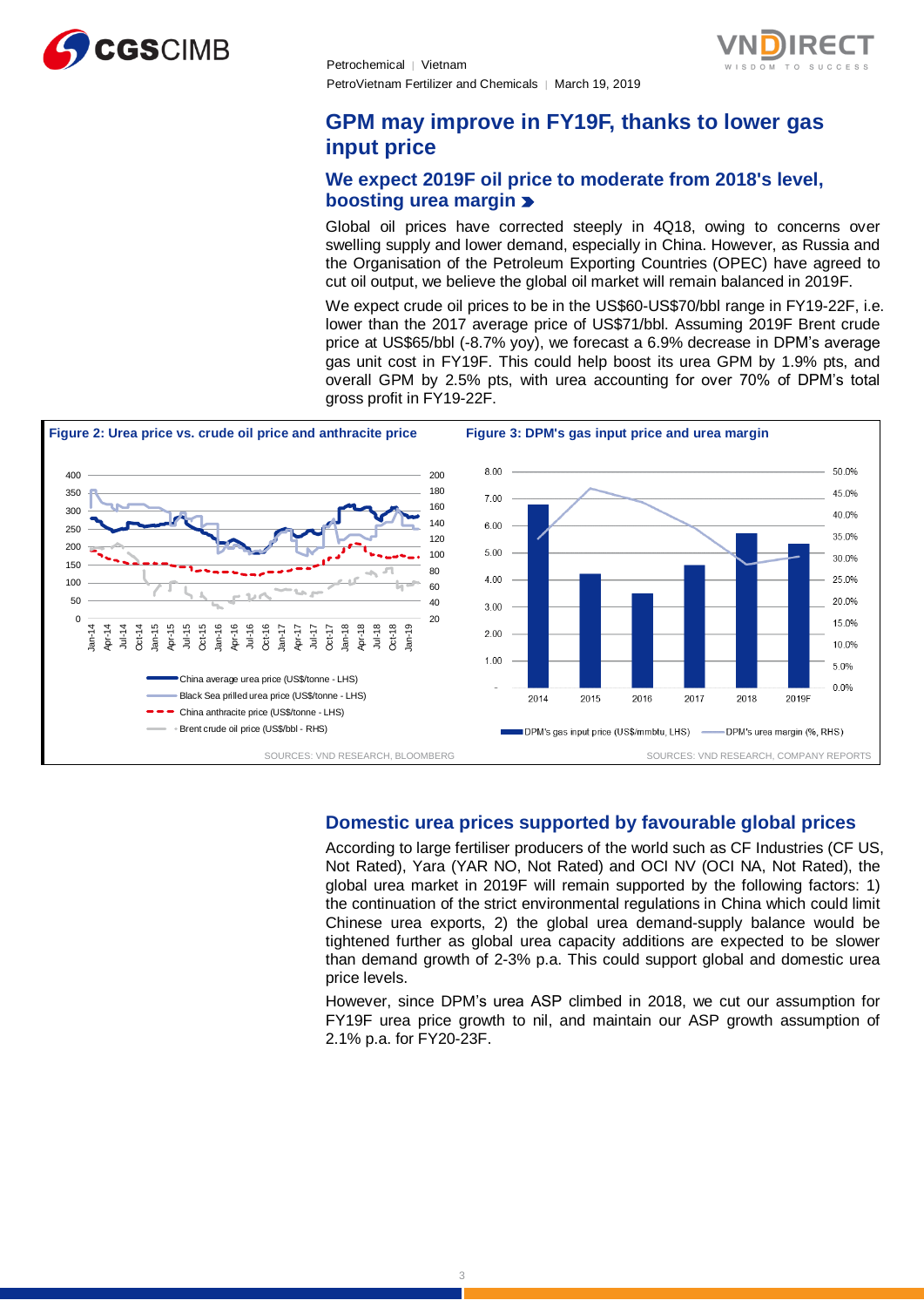## GPM may improve in FY19F, thanks to lower gas input price

### We expect 2019F oil price to moderate from 2018's level, boosting urea margin

Global oil prices have corrected steeply in 4Q18, owing to concerns over swelling supply and lower demand, especially in China. However, as Russia and the Organisation of the Petroleum Exporting Countries (OPEC) have agreed to cut oil output, we believe the global oil market will remain balanced in 2019F.

We expect crude oil prices to be in the US$60-US$70/bbl range in FY19-22F, i.e. lower than the 2017 average price of US$71/bbl. Assuming 2019F Brent crude price at US$65/bbl (-8.7% yoy), we forecast a 6.9% decrease in DPM's average gas unit cost in FY19F. This could help boost its urea GPM by 1.9% pts, and overall GPM by 2.5% pts, with urea accounting for over 70% of DPM's total gross profit in FY19-22F.

**Figure 2: Urea price vs. crude oil price and anthracite price**

SOURCES: VND RESEARCH, BLOOMBERG

**Figure 3: DPM's gas input price and urea margin**

SOURCES: VND RESEARCH, COMPANY REPORTS

### Domestic urea prices supported by favourable global prices

According to large fertiliser producers of the world such as CF Industries (CF US, Not Rated), Yara (YAR NO, Not Rated) and OCI NV (OCI NA, Not Rated), the global urea market in 2019F will remain supported by the following factors: 1) the continuation of the strict environmental regulations in China which could limit Chinese urea exports, 2) the global urea demand-supply balance would be tightened further as global urea capacity additions are expected to be slower than demand growth of 2-3% p.a. This could support global and domestic urea price levels.

However, since DPM's urea ASP climbed in 2018, we cut our assumption for FY19F urea price growth to nil, and maintain our ASP growth assumption of 2.1% p.a. for FY20-23F.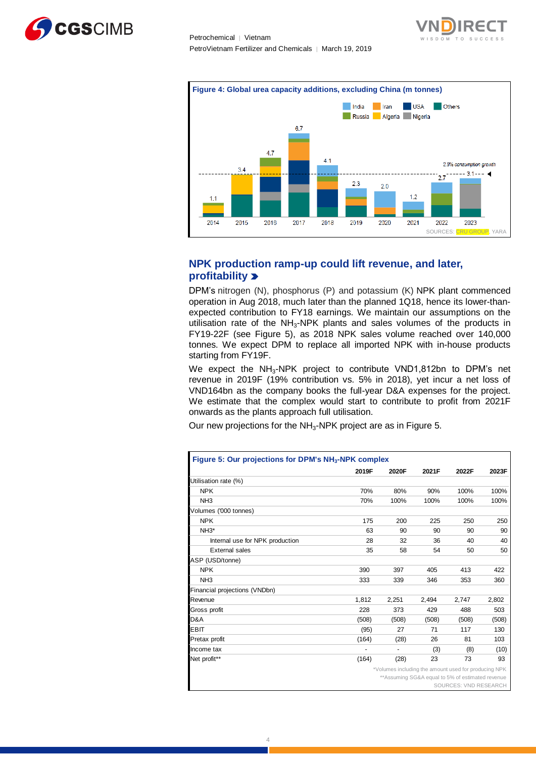**Figure 4: Global urea capacity additions, excluding China (m tonnes)**

| | 2014 | 2015 | 2016 | 2017 | 2018 | 2019 | 2020 | 2021 | 2022 | 2023 |
|---|---|---|---|---|---|---|---|---|---|---|
| Total | 1.1 | 3.4 | 4.7 | 6.7 | 4.1 | 2.3 | 2.0 | 1.2 | 2.7 | 3.1 |

Legend: India, Iran, USA, Others, Russia, Algeria, Nigeria

2.9% consumption growth

SOURCES: CRU GROUP, YARA

## NPK production ramp-up could lift revenue, and later, profitability

DPM's nitrogen (N), phosphorus (P) and potassium (K) NPK plant commenced operation in Aug 2018, much later than the planned 1Q18, hence its lower-than-expected contribution to FY18 earnings. We maintain our assumptions on the utilisation rate of the $NH_3$-NPK plants and sales volumes of the products in FY19-22F (see Figure 5), as 2018 NPK sales volume reached over 140,000 tonnes. We expect DPM to replace all imported NPK with in-house products starting from FY19F.

We expect the $NH_3$-NPK project to contribute VND1,812bn to DPM's net revenue in 2019F (19% contribution vs. 5% in 2018), yet incur a net loss of VND164bn as the company books the full-year D&A expenses for the project. We estimate that the complex would start to contribute to profit from 2021F onwards as the plants approach full utilisation.

Our new projections for the $NH_3$-NPK project are as in Figure 5.

**Figure 5: Our projections for DPM's $NH_3$-NPK complex**

| | 2019F | 2020F | 2021F | 2022F | 2023F |
|---|---|---|---|---|---|
| Utilisation rate (%) | | | | | |
| NPK | 70% | 80% | 90% | 100% | 100% |
| NH3 | 70% | 100% | 100% | 100% | 100% |
| Volumes ('000 tonnes) | | | | | |
| NPK | 175 | 200 | 225 | 250 | 250 |
| NH3* | 63 | 90 | 90 | 90 | 90 |
| Internal use for NPK production | 28 | 32 | 36 | 40 | 40 |
| External sales | 35 | 58 | 54 | 50 | 50 |
| ASP (USD/tonne) | | | | | |
| NPK | 390 | 397 | 405 | 413 | 422 |
| NH3 | 333 | 339 | 346 | 353 | 360 |
| Financial projections (VNDbn) | | | | | |
| Revenue | 1,812 | 2,251 | 2,494 | 2,747 | 2,802 |
| Gross profit | 228 | 373 | 429 | 488 | 503 |
| D&A | (508) | (508) | (508) | (508) | (508) |
| EBIT | (95) | 27 | 71 | 117 | 130 |
| Pretax profit | (164) | (28) | 26 | 81 | 103 |
| Income tax | - | - | (3) | (8) | (10) |
| Net profit** | (164) | (28) | 23 | 73 | 93 |

*Volumes including the amount used for producing NPK
**Assuming SG&A equal to 5% of estimated revenue
SOURCES: VND RESEARCH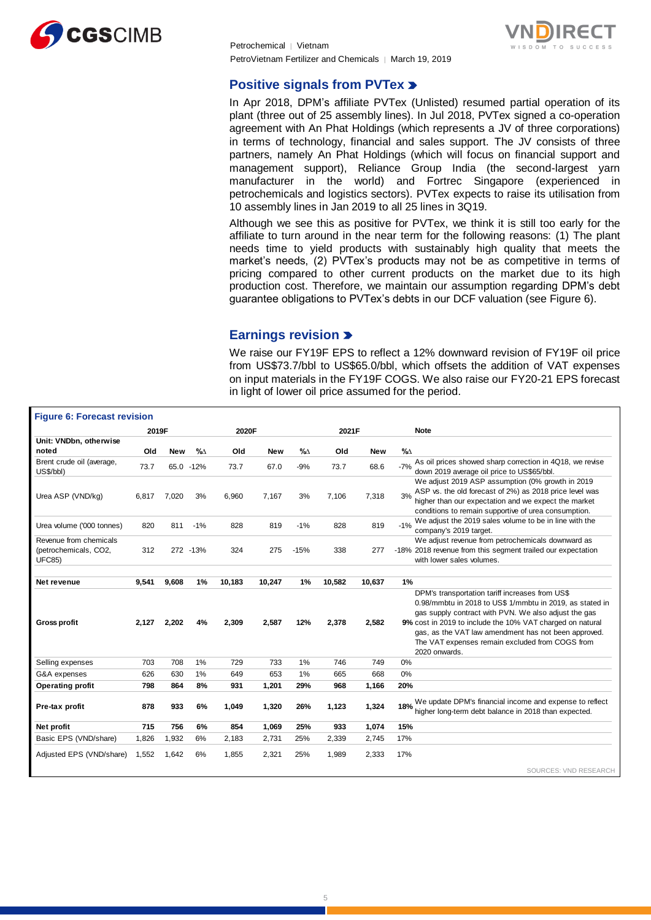## Positive signals from PVTex

In Apr 2018, DPM's affiliate PVTex (Unlisted) resumed partial operation of its plant (three out of 25 assembly lines). In Jul 2018, PVTex signed a co-operation agreement with An Phat Holdings (which represents a JV of three corporations) in terms of technology, financial and sales support. The JV consists of three partners, namely An Phat Holdings (which will focus on financial support and management support), Reliance Group India (the second-largest yarn manufacturer in the world) and Fortrec Singapore (experienced in petrochemicals and logistics sectors). PVTex expects to raise its utilisation from 10 assembly lines in Jan 2019 to all 25 lines in 3Q19.

Although we see this as positive for PVTex, we think it is still too early for the affiliate to turn around in the near term for the following reasons: (1) The plant needs time to yield products with sustainably high quality that meets the market's needs, (2) PVTex's products may not be as competitive in terms of pricing compared to other current products on the market due to its high production cost. Therefore, we maintain our assumption regarding DPM's debt guarantee obligations to PVTex's debts in our DCF valuation (see Figure 6).

## Earnings revision

We raise our FY19F EPS to reflect a 12% downward revision of FY19F oil price from US$73.7/bbl to US$65.0/bbl, which offsets the addition of VAT expenses on input materials in the FY19F COGS. We also raise our FY20-21 EPS forecast in light of lower oil price assumed for the period.

**Figure 6: Forecast revision**

| | 2019F | | | 2020F | | | 2021F | | | Note |
|---|---|---|---|---|---|---|---|---|---|---|
| **Unit: VNDbn, otherwise noted** | **Old** | **New** | **%∆** | **Old** | **New** | **%∆** | **Old** | **New** | **%∆** | |
| Brent crude oil (average, US$/bbl) | 73.7 | 65.0 | -12% | 73.7 | 67.0 | -9% | 73.7 | 68.6 | -7% | As oil prices showed sharp correction in 4Q18, we revise down 2019 average oil price to US$65/bbl. |
| Urea ASP (VND/kg) | 6,817 | 7,020 | 3% | 6,960 | 7,167 | 3% | 7,106 | 7,318 | 3% | We adjust 2019 ASP assumption (0% growth in 2019 ASP vs. the old forecast of 2%) as 2018 price level was higher than our expectation and we expect the market conditions to remain supportive of urea consumption. |
| Urea volume ('000 tonnes) | 820 | 811 | -1% | 828 | 819 | -1% | 828 | 819 | -1% | We adjust the 2019 sales volume to be in line with the company's 2019 target. |
| Revenue from chemicals (petrochemicals, CO2, UFC85) | 312 | 272 | -13% | 324 | 275 | -15% | 338 | 277 | -18% | We adjust revenue from petrochemicals downward as 2018 revenue from this segment trailed our expectation with lower sales volumes. |
| **Net revenue** | **9,541** | **9,608** | **1%** | **10,183** | **10,247** | **1%** | **10,582** | **10,637** | **1%** | |
| **Gross profit** | **2,127** | **2,202** | **4%** | **2,309** | **2,587** | **12%** | **2,378** | **2,582** | **9%** | DPM's transportation tariff increases from US$ 0.98/mmbtu in 2018 to US$ 1/mmbtu in 2019, as stated in gas supply contract with PVN. We also adjust the gas cost in 2019 to include the 10% VAT charged on natural gas, as the VAT law amendment has not been approved. The VAT expenses remain excluded from COGS from 2020 onwards. |
| Selling expenses | 703 | 708 | 1% | 729 | 733 | 1% | 746 | 749 | 0% | |
| G&A expenses | 626 | 630 | 1% | 649 | 653 | 1% | 665 | 668 | 0% | |
| **Operating profit** | **798** | **864** | **8%** | **931** | **1,201** | **29%** | **968** | **1,166** | **20%** | |
| **Pre-tax profit** | **878** | **933** | **6%** | **1,049** | **1,320** | **26%** | **1,123** | **1,324** | **18%** | We update DPM's financial income and expense to reflect higher long-term debt balance in 2018 than expected. |
| **Net profit** | **715** | **756** | **6%** | **854** | **1,069** | **25%** | **933** | **1,074** | **15%** | |
| Basic EPS (VND/share) | 1,826 | 1,932 | 6% | 2,183 | 2,731 | 25% | 2,339 | 2,745 | 17% | |
| Adjusted EPS (VND/share) | 1,552 | 1,642 | 6% | 1,855 | 2,321 | 25% | 1,989 | 2,333 | 17% | |

SOURCES: VND RESEARCH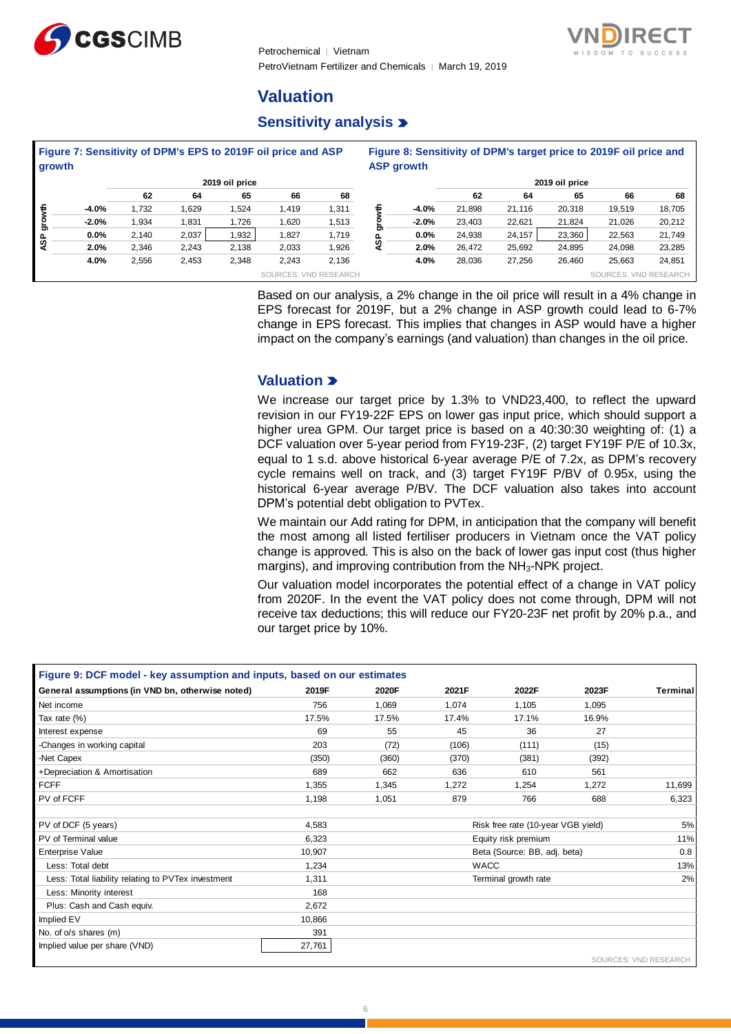# Valuation

## Sensitivity analysis

**Figure 7: Sensitivity of DPM's EPS to 2019F oil price and ASP growth**

| | | 2019 oil price | | | | |
|---|---|---|---|---|---|---|
| | | 62 | 64 | 65 | 66 | 68 |
| ASP growth | -4.0% | 1,732 | 1,629 | 1,524 | 1,419 | 1,311 |
| | -2.0% | 1,934 | 1,831 | 1,726 | 1,620 | 1,513 |
| | 0.0% | 2,140 | 2,037 | 1,932 | 1,827 | 1,719 |
| | 2.0% | 2,346 | 2,243 | 2,138 | 2,033 | 1,926 |
| | 4.0% | 2,556 | 2,453 | 2,348 | 2,243 | 2,136 |

SOURCES: VND RESEARCH

**Figure 8: Sensitivity of DPM's target price to 2019F oil price and ASP growth**

| | | 2019 oil price | | | | |
|---|---|---|---|---|---|---|
| | | 62 | 64 | 65 | 66 | 68 |
| ASP growth | -4.0% | 21,898 | 21,116 | 20,318 | 19,519 | 18,705 |
| | -2.0% | 23,403 | 22,621 | 21,824 | 21,026 | 20,212 |
| | 0.0% | 24,938 | 24,157 | 23,360 | 22,563 | 21,749 |
| | 2.0% | 26,472 | 25,692 | 24,895 | 24,098 | 23,285 |
| | 4.0% | 28,036 | 27,256 | 26,460 | 25,663 | 24,851 |

SOURCES: VND RESEARCH

Based on our analysis, a 2% change in the oil price will result in a 4% change in EPS forecast for 2019F, but a 2% change in ASP growth could lead to 6-7% change in EPS forecast. This implies that changes in ASP would have a higher impact on the company's earnings (and valuation) than changes in the oil price.

## Valuation

We increase our target price by 1.3% to VND23,400, to reflect the upward revision in our FY19-22F EPS on lower gas input price, which should support a higher urea GPM. Our target price is based on a 40:30:30 weighting of: (1) a DCF valuation over 5-year period from FY19-23F, (2) target FY19F P/E of 10.3x, equal to 1 s.d. above historical 6-year average P/E of 7.2x, as DPM's recovery cycle remains well on track, and (3) target FY19F P/BV of 0.95x, using the historical 6-year average P/BV. The DCF valuation also takes into account DPM's potential debt obligation to PVTex.

We maintain our Add rating for DPM, in anticipation that the company will benefit the most among all listed fertiliser producers in Vietnam once the VAT policy change is approved. This is also on the back of lower gas input cost (thus higher margins), and improving contribution from the $NH_3$-NPK project.

Our valuation model incorporates the potential effect of a change in VAT policy from 2020F. In the event the VAT policy does not come through, DPM will not receive tax deductions; this will reduce our FY20-23F net profit by 20% p.a., and our target price by 10%.

**Figure 9: DCF model - key assumption and inputs, based on our estimates**

| General assumptions (in VND bn, otherwise noted) | 2019F | 2020F | 2021F | 2022F | 2023F | Terminal |
|---|---|---|---|---|---|---|
| Net income | 756 | 1,069 | 1,074 | 1,105 | 1,095 | |
| Tax rate (%) | 17.5% | 17.5% | 17.4% | 17.1% | 16.9% | |
| Interest expense | 69 | 55 | 45 | 36 | 27 | |
| -Changes in working capital | 203 | (72) | (106) | (111) | (15) | |
| -Net Capex | (350) | (360) | (370) | (381) | (392) | |
| +Depreciation & Amortisation | 689 | 662 | 636 | 610 | 561 | |
| FCFF | 1,355 | 1,345 | 1,272 | 1,254 | 1,272 | 11,699 |
| PV of FCFF | 1,198 | 1,051 | 879 | 766 | 688 | 6,323 |

| | | | |
|---|---|---|---|
| PV of DCF (5 years) | 4,583 | Risk free rate (10-year VGB yield) | 5% |
| PV of Terminal value | 6,323 | Equity risk premium | 11% |
| Enterprise Value | 10,907 | Beta (Source: BB, adj. beta) | 0.8 |
| Less: Total debt | 1,234 | WACC | 13% |
| Less: Total liability relating to PVTex investment | 1,311 | Terminal growth rate | 2% |
| Less: Minority interest | 168 | | |
| Plus: Cash and Cash equiv. | 2,672 | | |
| Implied EV | 10,866 | | |
| No. of o/s shares (m) | 391 | | |
| Implied value per share (VND) | 27,761 | | |

SOURCES: VND RESEARCH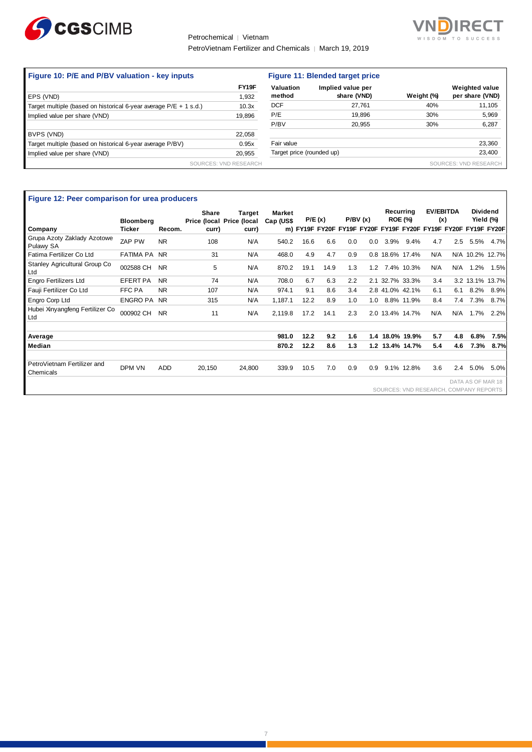### Figure 10: P/E and P/BV valuation - key inputs

| | FY19F |
|---|---|
| EPS (VND) | 1,932 |
| Target multiple (based on historical 6-year average P/E + 1 s.d.) | 10.3x |
| Implied value per share (VND) | 19,896 |
| | |
| BVPS (VND) | 22,058 |
| Target multiple (based on historical 6-year average P/BV) | 0.95x |
| Implied value per share (VND) | 20,955 |

SOURCES: VND RESEARCH

### Figure 11: Blended target price

| Valuation method | Implied value per share (VND) | Weight (%) | Weighted value per share (VND) |
|---|---|---|---|
| DCF | 27,761 | 40% | 11,105 |
| P/E | 19,896 | 30% | 5,969 |
| P/BV | 20,955 | 30% | 6,287 |
| | | | |
| Fair value | | | 23,360 |
| Target price (rounded up) | | | 23,400 |

SOURCES: VND RESEARCH

### Figure 12: Peer comparison for urea producers

| Company | Bloomberg Ticker | Recom. | Share Price (local curr) | Target Price (local curr) | Market Cap (US$ m) | P/E (x) | | P/BV (x) | | Recurring ROE (%) | | EV/EBITDA (x) | | Dividend Yield (%) | |
|---|---|---|---|---|---|---|---|---|---|---|---|---|---|---|---|
| | | | | | | FY19F | FY20F | FY19F | FY20F | FY19F | FY20F | FY19F | FY20F | FY19F | FY20F |
| Grupa Azoty Zaklady Azotowe Pulawy SA | ZAP PW | NR | 108 | N/A | 540.2 | 16.6 | 6.6 | 0.0 | 0.0 | 3.9% | 9.4% | 4.7 | 2.5 | 5.5% | 4.7% |
| Fatima Fertilizer Co Ltd | FATIMA PA | NR | 31 | N/A | 468.0 | 4.9 | 4.7 | 0.9 | 0.8 | 18.6% | 17.4% | N/A | N/A | 10.2% | 12.7% |
| Stanley Agricultural Group Co Ltd | 002588 CH | NR | 5 | N/A | 870.2 | 19.1 | 14.9 | 1.3 | 1.2 | 7.4% | 10.3% | N/A | N/A | 1.2% | 1.5% |
| Engro Fertilizers Ltd | EFERT PA | NR | 74 | N/A | 708.0 | 6.7 | 6.3 | 2.2 | 2.1 | 32.7% | 33.3% | 3.4 | 3.2 | 13.1% | 13.7% |
| Fauji Fertilizer Co Ltd | FFC PA | NR | 107 | N/A | 974.1 | 9.1 | 8.6 | 3.4 | 2.8 | 41.0% | 42.1% | 6.1 | 6.1 | 8.2% | 8.9% |
| Engro Corp Ltd | ENGRO PA | NR | 315 | N/A | 1,187.1 | 12.2 | 8.9 | 1.0 | 1.0 | 8.8% | 11.9% | 8.4 | 7.4 | 7.3% | 8.7% |
| Hubei Xinyangfeng Fertilizer Co Ltd | 000902 CH | NR | 11 | N/A | 2,119.8 | 17.2 | 14.1 | 2.3 | 2.0 | 13.4% | 14.7% | N/A | N/A | 1.7% | 2.2% |
| | | | | | | | | | | | | | | | |
| **Average** | | | | | **981.0** | **12.2** | **9.2** | **1.6** | **1.4** | **18.0%** | **19.9%** | **5.7** | **4.8** | **6.8%** | **7.5%** |
| **Median** | | | | | **870.2** | **12.2** | **8.6** | **1.3** | **1.2** | **13.4%** | **14.7%** | **5.4** | **4.6** | **7.3%** | **8.7%** |
| | | | | | | | | | | | | | | | |
| PetroVietnam Fertilizer and Chemicals | DPM VN | ADD | 20,150 | 24,800 | 339.9 | 10.5 | 7.0 | 0.9 | 0.9 | 9.1% | 12.8% | 3.6 | 2.4 | 5.0% | 5.0% |

DATA AS OF MAR 18

SOURCES: VND RESEARCH, COMPANY REPORTS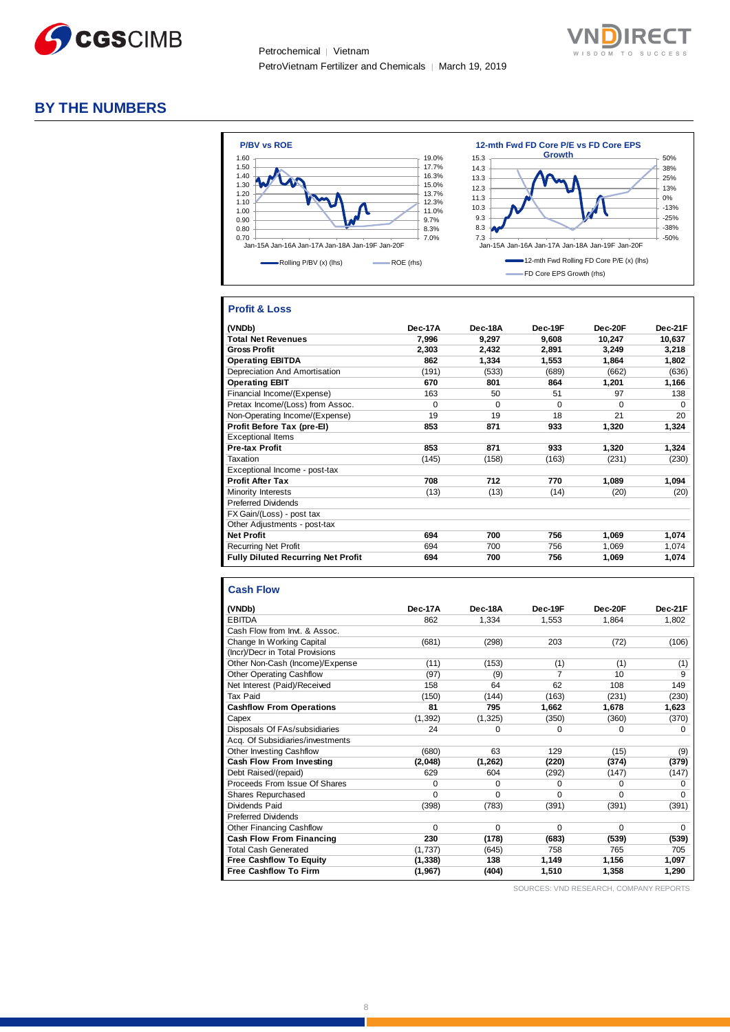## BY THE NUMBERS

**P/BV vs ROE**

**12-mth Fwd FD Core P/E vs FD Core EPS Growth**

### Profit & Loss

| (VNDb) | Dec-17A | Dec-18A | Dec-19F | Dec-20F | Dec-21F |
|---|---|---|---|---|---|
| **Total Net Revenues** | **7,996** | **9,297** | **9,608** | **10,247** | **10,637** |
| **Gross Profit** | **2,303** | **2,432** | **2,891** | **3,249** | **3,218** |
| **Operating EBITDA** | **862** | **1,334** | **1,553** | **1,864** | **1,802** |
| Depreciation And Amortisation | (191) | (533) | (689) | (662) | (636) |
| **Operating EBIT** | **670** | **801** | **864** | **1,201** | **1,166** |
| Financial Income/(Expense) | 163 | 50 | 51 | 97 | 138 |
| Pretax Income/(Loss) from Assoc. | 0 | 0 | 0 | 0 | 0 |
| Non-Operating Income/(Expense) | 19 | 19 | 18 | 21 | 20 |
| **Profit Before Tax (pre-EI)** | **853** | **871** | **933** | **1,320** | **1,324** |
| Exceptional Items | | | | | |
| **Pre-tax Profit** | **853** | **871** | **933** | **1,320** | **1,324** |
| Taxation | (145) | (158) | (163) | (231) | (230) |
| Exceptional Income - post-tax | | | | | |
| **Profit After Tax** | **708** | **712** | **770** | **1,089** | **1,094** |
| Minority Interests | (13) | (13) | (14) | (20) | (20) |
| Preferred Dividends | | | | | |
| FX Gain/(Loss) - post tax | | | | | |
| Other Adjustments - post-tax | | | | | |
| **Net Profit** | **694** | **700** | **756** | **1,069** | **1,074** |
| Recurring Net Profit | 694 | 700 | 756 | 1,069 | 1,074 |
| **Fully Diluted Recurring Net Profit** | **694** | **700** | **756** | **1,069** | **1,074** |

### Cash Flow

| (VNDb) | Dec-17A | Dec-18A | Dec-19F | Dec-20F | Dec-21F |
|---|---|---|---|---|---|
| EBITDA | 862 | 1,334 | 1,553 | 1,864 | 1,802 |
| Cash Flow from Invt. & Assoc. | | | | | |
| Change In Working Capital | (681) | (298) | 203 | (72) | (106) |
| (Incr)/Decr in Total Provisions | | | | | |
| Other Non-Cash (Income)/Expense | (11) | (153) | (1) | (1) | (1) |
| Other Operating Cashflow | (97) | (9) | 7 | 10 | 9 |
| Net Interest (Paid)/Received | 158 | 64 | 62 | 108 | 149 |
| Tax Paid | (150) | (144) | (163) | (231) | (230) |
| **Cashflow From Operations** | **81** | **795** | **1,662** | **1,678** | **1,623** |
| Capex | (1,392) | (1,325) | (350) | (360) | (370) |
| Disposals Of FAs/subsidiaries | 24 | 0 | 0 | 0 | 0 |
| Acq. Of Subsidiaries/investments | | | | | |
| Other Investing Cashflow | (680) | 63 | 129 | (15) | (9) |
| **Cash Flow From Investing** | **(2,048)** | **(1,262)** | **(220)** | **(374)** | **(379)** |
| Debt Raised/(repaid) | 629 | 604 | (292) | (147) | (147) |
| Proceeds From Issue Of Shares | 0 | 0 | 0 | 0 | 0 |
| Shares Repurchased | 0 | 0 | 0 | 0 | 0 |
| Dividends Paid | (398) | (783) | (391) | (391) | (391) |
| Preferred Dividends | | | | | |
| Other Financing Cashflow | 0 | 0 | 0 | 0 | 0 |
| **Cash Flow From Financing** | **230** | **(178)** | **(683)** | **(539)** | **(539)** |
| Total Cash Generated | (1,737) | (645) | 758 | 765 | 705 |
| **Free Cashflow To Equity** | **(1,338)** | **138** | **1,149** | **1,156** | **1,097** |
| **Free Cashflow To Firm** | **(1,967)** | **(404)** | **1,510** | **1,358** | **1,290** |

SOURCES: VND RESEARCH, COMPANY REPORTS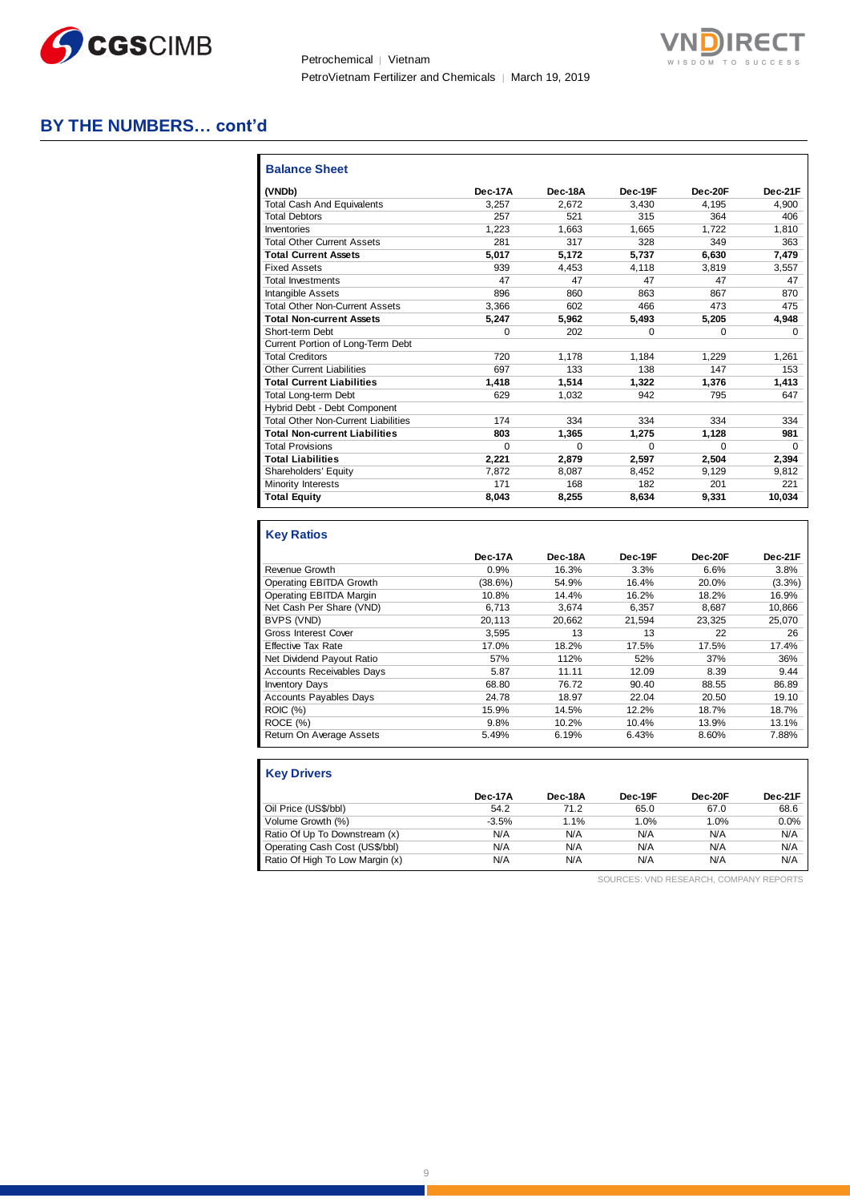## BY THE NUMBERS… cont'd

### Balance Sheet

| (VNDb) | Dec-17A | Dec-18A | Dec-19F | Dec-20F | Dec-21F |
|---|---|---|---|---|---|
| Total Cash And Equivalents | 3,257 | 2,672 | 3,430 | 4,195 | 4,900 |
| Total Debtors | 257 | 521 | 315 | 364 | 406 |
| Inventories | 1,223 | 1,663 | 1,665 | 1,722 | 1,810 |
| Total Other Current Assets | 281 | 317 | 328 | 349 | 363 |
| **Total Current Assets** | **5,017** | **5,172** | **5,737** | **6,630** | **7,479** |
| Fixed Assets | 939 | 4,453 | 4,118 | 3,819 | 3,557 |
| Total Investments | 47 | 47 | 47 | 47 | 47 |
| Intangible Assets | 896 | 860 | 863 | 867 | 870 |
| Total Other Non-Current Assets | 3,366 | 602 | 466 | 473 | 475 |
| **Total Non-current Assets** | **5,247** | **5,962** | **5,493** | **5,205** | **4,948** |
| Short-term Debt | 0 | 202 | 0 | 0 | 0 |
| Current Portion of Long-Term Debt | | | | | |
| Total Creditors | 720 | 1,178 | 1,184 | 1,229 | 1,261 |
| Other Current Liabilities | 697 | 133 | 138 | 147 | 153 |
| **Total Current Liabilities** | **1,418** | **1,514** | **1,322** | **1,376** | **1,413** |
| Total Long-term Debt | 629 | 1,032 | 942 | 795 | 647 |
| Hybrid Debt - Debt Component | | | | | |
| Total Other Non-Current Liabilities | 174 | 334 | 334 | 334 | 334 |
| **Total Non-current Liabilities** | **803** | **1,365** | **1,275** | **1,128** | **981** |
| Total Provisions | 0 | 0 | 0 | 0 | 0 |
| **Total Liabilities** | **2,221** | **2,879** | **2,597** | **2,504** | **2,394** |
| Shareholders' Equity | 7,872 | 8,087 | 8,452 | 9,129 | 9,812 |
| Minority Interests | 171 | 168 | 182 | 201 | 221 |
| **Total Equity** | **8,043** | **8,255** | **8,634** | **9,331** | **10,034** |

### Key Ratios

| | Dec-17A | Dec-18A | Dec-19F | Dec-20F | Dec-21F |
|---|---|---|---|---|---|
| Revenue Growth | 0.9% | 16.3% | 3.3% | 6.6% | 3.8% |
| Operating EBITDA Growth | (38.6%) | 54.9% | 16.4% | 20.0% | (3.3%) |
| Operating EBITDA Margin | 10.8% | 14.4% | 16.2% | 18.2% | 16.9% |
| Net Cash Per Share (VND) | 6,713 | 3,674 | 6,357 | 8,687 | 10,866 |
| BVPS (VND) | 20,113 | 20,662 | 21,594 | 23,325 | 25,070 |
| Gross Interest Cover | 3,595 | 13 | 13 | 22 | 26 |
| Effective Tax Rate | 17.0% | 18.2% | 17.5% | 17.5% | 17.4% |
| Net Dividend Payout Ratio | 57% | 112% | 52% | 37% | 36% |
| Accounts Receivables Days | 5.87 | 11.11 | 12.09 | 8.39 | 9.44 |
| Inventory Days | 68.80 | 76.72 | 90.40 | 88.55 | 86.89 |
| Accounts Payables Days | 24.78 | 18.97 | 22.04 | 20.50 | 19.10 |
| ROIC (%) | 15.9% | 14.5% | 12.2% | 18.7% | 18.7% |
| ROCE (%) | 9.8% | 10.2% | 10.4% | 13.9% | 13.1% |
| Return On Average Assets | 5.49% | 6.19% | 6.43% | 8.60% | 7.88% |

### Key Drivers

| | Dec-17A | Dec-18A | Dec-19F | Dec-20F | Dec-21F |
|---|---|---|---|---|---|
| Oil Price (US$/bbl) | 54.2 | 71.2 | 65.0 | 67.0 | 68.6 |
| Volume Growth (%) | -3.5% | 1.1% | 1.0% | 1.0% | 0.0% |
| Ratio Of Up To Downstream (x) | N/A | N/A | N/A | N/A | N/A |
| Operating Cash Cost (US$/bbl) | N/A | N/A | N/A | N/A | N/A |
| Ratio Of High To Low Margin (x) | N/A | N/A | N/A | N/A | N/A |

SOURCES: VND RESEARCH, COMPANY REPORTS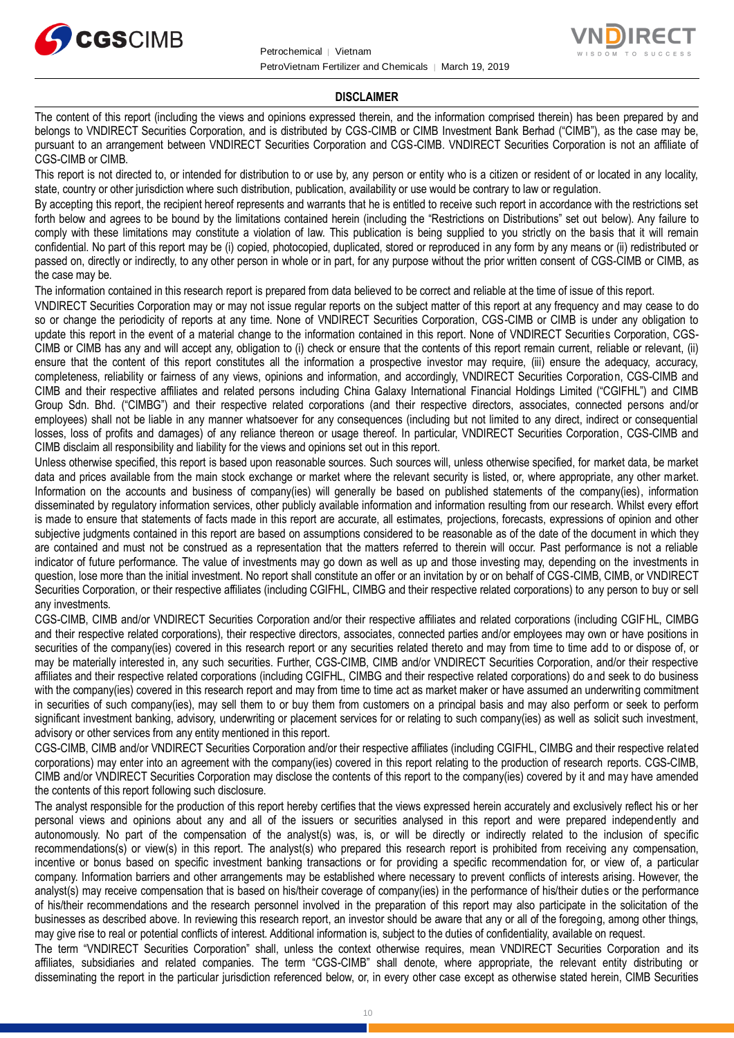## DISCLAIMER

The content of this report (including the views and opinions expressed therein, and the information comprised therein) has been prepared by and belongs to VNDIRECT Securities Corporation, and is distributed by CGS-CIMB or CIMB Investment Bank Berhad ("CIMB"), as the case may be, pursuant to an arrangement between VNDIRECT Securities Corporation and CGS-CIMB. VNDIRECT Securities Corporation is not an affiliate of CGS-CIMB or CIMB.

This report is not directed to, or intended for distribution to or use by, any person or entity who is a citizen or resident of or located in any locality, state, country or other jurisdiction where such distribution, publication, availability or use would be contrary to law or regulation.

By accepting this report, the recipient hereof represents and warrants that he is entitled to receive such report in accordance with the restrictions set forth below and agrees to be bound by the limitations contained herein (including the "Restrictions on Distributions" set out below). Any failure to comply with these limitations may constitute a violation of law. This publication is being supplied to you strictly on the basis that it will remain confidential. No part of this report may be (i) copied, photocopied, duplicated, stored or reproduced in any form by any means or (ii) redistributed or passed on, directly or indirectly, to any other person in whole or in part, for any purpose without the prior written consent of CGS-CIMB or CIMB, as the case may be.

The information contained in this research report is prepared from data believed to be correct and reliable at the time of issue of this report.

VNDIRECT Securities Corporation may or may not issue regular reports on the subject matter of this report at any frequency and may cease to do so or change the periodicity of reports at any time. None of VNDIRECT Securities Corporation, CGS-CIMB or CIMB is under any obligation to update this report in the event of a material change to the information contained in this report. None of VNDIRECT Securities Corporation, CGS-CIMB or CIMB has any and will accept any, obligation to (i) check or ensure that the contents of this report remain current, reliable or relevant, (ii) ensure that the content of this report constitutes all the information a prospective investor may require, (iii) ensure the adequacy, accuracy, completeness, reliability or fairness of any views, opinions and information, and accordingly, VNDIRECT Securities Corporation, CGS-CIMB and CIMB and their respective affiliates and related persons including China Galaxy International Financial Holdings Limited ("CGIFHL") and CIMB Group Sdn. Bhd. ("CIMBG") and their respective related corporations (and their respective directors, associates, connected persons and/or employees) shall not be liable in any manner whatsoever for any consequences (including but not limited to any direct, indirect or consequential losses, loss of profits and damages) of any reliance thereon or usage thereof. In particular, VNDIRECT Securities Corporation, CGS-CIMB and CIMB disclaim all responsibility and liability for the views and opinions set out in this report.

Unless otherwise specified, this report is based upon reasonable sources. Such sources will, unless otherwise specified, for market data, be market data and prices available from the main stock exchange or market where the relevant security is listed, or, where appropriate, any other market. Information on the accounts and business of company(ies) will generally be based on published statements of the company(ies), information disseminated by regulatory information services, other publicly available information and information resulting from our research. Whilst every effort is made to ensure that statements of facts made in this report are accurate, all estimates, projections, forecasts, expressions of opinion and other subjective judgments contained in this report are based on assumptions considered to be reasonable as of the date of the document in which they are contained and must not be construed as a representation that the matters referred to therein will occur. Past performance is not a reliable indicator of future performance. The value of investments may go down as well as up and those investing may, depending on the investments in question, lose more than the initial investment. No report shall constitute an offer or an invitation by or on behalf of CGS-CIMB, CIMB, or VNDIRECT Securities Corporation, or their respective affiliates (including CGIFHL, CIMBG and their respective related corporations) to any person to buy or sell any investments.

CGS-CIMB, CIMB and/or VNDIRECT Securities Corporation and/or their respective affiliates and related corporations (including CGIFHL, CIMBG and their respective related corporations), their respective directors, associates, connected parties and/or employees may own or have positions in securities of the company(ies) covered in this research report or any securities related thereto and may from time to time add to or dispose of, or may be materially interested in, any such securities. Further, CGS-CIMB, CIMB and/or VNDIRECT Securities Corporation, and/or their respective affiliates and their respective related corporations (including CGIFHL, CIMBG and their respective related corporations) do and seek to do business with the company(ies) covered in this research report and may from time to time act as market maker or have assumed an underwriting commitment in securities of such company(ies), may sell them to or buy them from customers on a principal basis and may also perform or seek to perform significant investment banking, advisory, underwriting or placement services for or relating to such company(ies) as well as solicit such investment, advisory or other services from any entity mentioned in this report.

CGS-CIMB, CIMB and/or VNDIRECT Securities Corporation and/or their respective affiliates (including CGIFHL, CIMBG and their respective related corporations) may enter into an agreement with the company(ies) covered in this report relating to the production of research reports. CGS-CIMB, CIMB and/or VNDIRECT Securities Corporation may disclose the contents of this report to the company(ies) covered by it and may have amended the contents of this report following such disclosure.

The analyst responsible for the production of this report hereby certifies that the views expressed herein accurately and exclusively reflect his or her personal views and opinions about any and all of the issuers or securities analysed in this report and were prepared independently and autonomously. No part of the compensation of the analyst(s) was, is, or will be directly or indirectly related to the inclusion of specific recommendations(s) or view(s) in this report. The analyst(s) who prepared this research report is prohibited from receiving any compensation, incentive or bonus based on specific investment banking transactions or for providing a specific recommendation for, or view of, a particular company. Information barriers and other arrangements may be established where necessary to prevent conflicts of interests arising. However, the analyst(s) may receive compensation that is based on his/their coverage of company(ies) in the performance of his/their duties or the performance of his/their recommendations and the research personnel involved in the preparation of this report may also participate in the solicitation of the businesses as described above. In reviewing this research report, an investor should be aware that any or all of the foregoing, among other things, may give rise to real or potential conflicts of interest. Additional information is, subject to the duties of confidentiality, available on request.

The term "VNDIRECT Securities Corporation" shall, unless the context otherwise requires, mean VNDIRECT Securities Corporation and its affiliates, subsidiaries and related companies. The term "CGS-CIMB" shall denote, where appropriate, the relevant entity distributing or disseminating the report in the particular jurisdiction referenced below, or, in every other case except as otherwise stated herein, CIMB Securities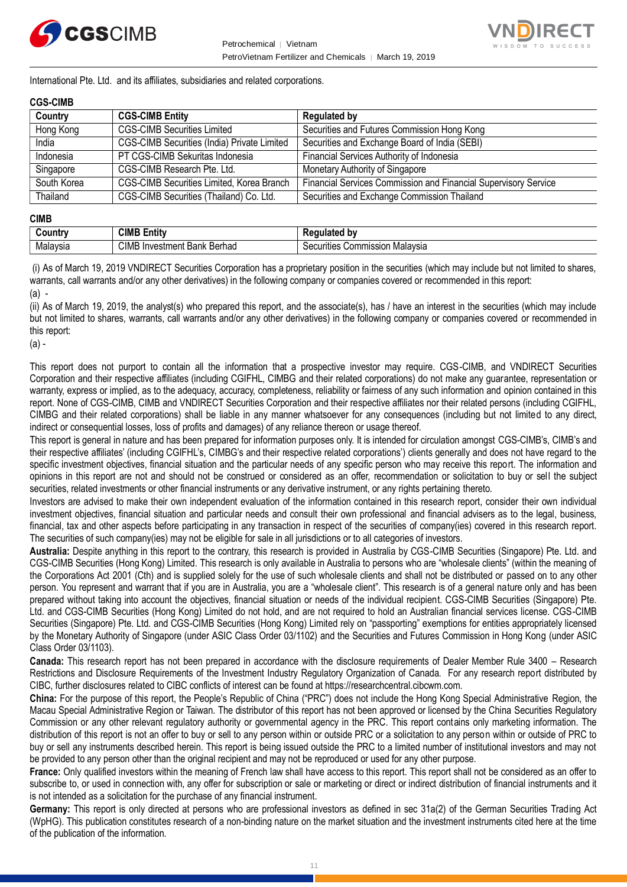International Pte. Ltd. and its affiliates, subsidiaries and related corporations.

**CGS-CIMB**

| Country | CGS-CIMB Entity | Regulated by |
|---|---|---|
| Hong Kong | CGS-CIMB Securities Limited | Securities and Futures Commission Hong Kong |
| India | CGS-CIMB Securities (India) Private Limited | Securities and Exchange Board of India (SEBI) |
| Indonesia | PT CGS-CIMB Sekuritas Indonesia | Financial Services Authority of Indonesia |
| Singapore | CGS-CIMB Research Pte. Ltd. | Monetary Authority of Singapore |
| South Korea | CGS-CIMB Securities Limited, Korea Branch | Financial Services Commission and Financial Supervisory Service |
| Thailand | CGS-CIMB Securities (Thailand) Co. Ltd. | Securities and Exchange Commission Thailand |

**CIMB**

| Country | CIMB Entity | Regulated by |
|---|---|---|
| Malaysia | CIMB Investment Bank Berhad | Securities Commission Malaysia |

(i) As of March 19, 2019 VNDIRECT Securities Corporation has a proprietary position in the securities (which may include but not limited to shares, warrants, call warrants and/or any other derivatives) in the following company or companies covered or recommended in this report:

(a) -

(ii) As of March 19, 2019, the analyst(s) who prepared this report, and the associate(s), has / have an interest in the securities (which may include but not limited to shares, warrants, call warrants and/or any other derivatives) in the following company or companies covered or recommended in this report:

(a) -

This report does not purport to contain all the information that a prospective investor may require. CGS-CIMB, and VNDIRECT Securities Corporation and their respective affiliates (including CGIFHL, CIMBG and their related corporations) do not make any guarantee, representation or warranty, express or implied, as to the adequacy, accuracy, completeness, reliability or fairness of any such information and opinion contained in this report. None of CGS-CIMB, CIMB and VNDIRECT Securities Corporation and their respective affiliates nor their related persons (including CGIFHL, CIMBG and their related corporations) shall be liable in any manner whatsoever for any consequences (including but not limited to any direct, indirect or consequential losses, loss of profits and damages) of any reliance thereon or usage thereof.

This report is general in nature and has been prepared for information purposes only. It is intended for circulation amongst CGS-CIMB's, CIMB's and their respective affiliates' (including CGIFHL's, CIMBG's and their respective related corporations') clients generally and does not have regard to the specific investment objectives, financial situation and the particular needs of any specific person who may receive this report. The information and opinions in this report are not and should not be construed or considered as an offer, recommendation or solicitation to buy or sell the subject securities, related investments or other financial instruments or any derivative instrument, or any rights pertaining thereto.

Investors are advised to make their own independent evaluation of the information contained in this research report, consider their own individual investment objectives, financial situation and particular needs and consult their own professional and financial advisers as to the legal, business, financial, tax and other aspects before participating in any transaction in respect of the securities of company(ies) covered in this research report. The securities of such company(ies) may not be eligible for sale in all jurisdictions or to all categories of investors.

**Australia:** Despite anything in this report to the contrary, this research is provided in Australia by CGS-CIMB Securities (Singapore) Pte. Ltd. and CGS-CIMB Securities (Hong Kong) Limited. This research is only available in Australia to persons who are "wholesale clients" (within the meaning of the Corporations Act 2001 (Cth) and is supplied solely for the use of such wholesale clients and shall not be distributed or passed on to any other person. You represent and warrant that if you are in Australia, you are a "wholesale client". This research is of a general nature only and has been prepared without taking into account the objectives, financial situation or needs of the individual recipient. CGS-CIMB Securities (Singapore) Pte. Ltd. and CGS-CIMB Securities (Hong Kong) Limited do not hold, and are not required to hold an Australian financial services license. CGS-CIMB Securities (Singapore) Pte. Ltd. and CGS-CIMB Securities (Hong Kong) Limited rely on "passporting" exemptions for entities appropriately licensed by the Monetary Authority of Singapore (under ASIC Class Order 03/1102) and the Securities and Futures Commission in Hong Kong (under ASIC Class Order 03/1103).

**Canada:** This research report has not been prepared in accordance with the disclosure requirements of Dealer Member Rule 3400 – Research Restrictions and Disclosure Requirements of the Investment Industry Regulatory Organization of Canada. For any research report distributed by CIBC, further disclosures related to CIBC conflicts of interest can be found at https://researchcentral.cibcwm.com.

**China:** For the purpose of this report, the People's Republic of China ("PRC") does not include the Hong Kong Special Administrative Region, the Macau Special Administrative Region or Taiwan. The distributor of this report has not been approved or licensed by the China Securities Regulatory Commission or any other relevant regulatory authority or governmental agency in the PRC. This report contains only marketing information. The distribution of this report is not an offer to buy or sell to any person within or outside PRC or a solicitation to any person within or outside of PRC to buy or sell any instruments described herein. This report is being issued outside the PRC to a limited number of institutional investors and may not be provided to any person other than the original recipient and may not be reproduced or used for any other purpose.

**France:** Only qualified investors within the meaning of French law shall have access to this report. This report shall not be considered as an offer to subscribe to, or used in connection with, any offer for subscription or sale or marketing or direct or indirect distribution of financial instruments and it is not intended as a solicitation for the purchase of any financial instrument.

**Germany:** This report is only directed at persons who are professional investors as defined in sec 31a(2) of the German Securities Trading Act (WpHG). This publication constitutes research of a non-binding nature on the market situation and the investment instruments cited here at the time of the publication of the information.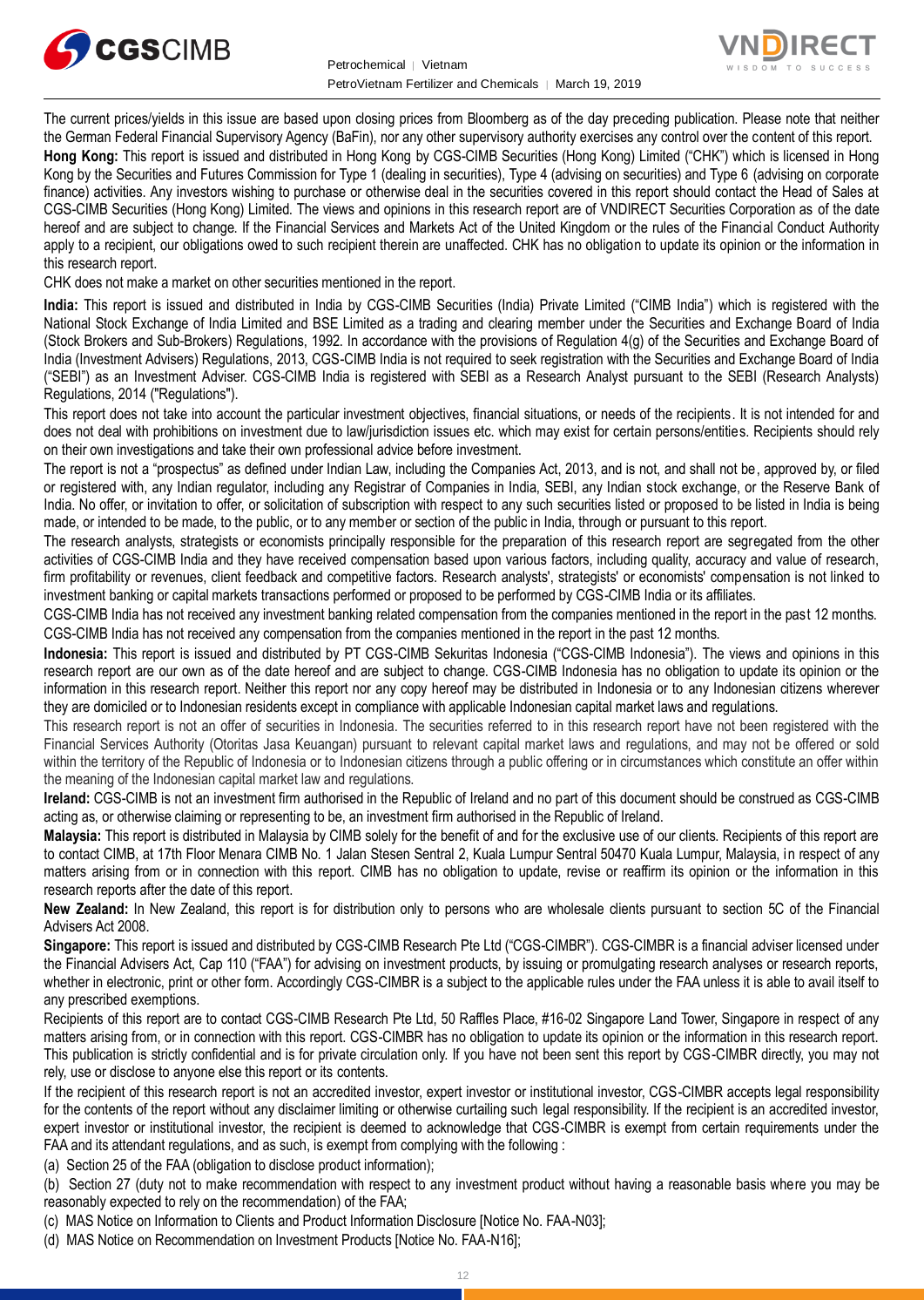The current prices/yields in this issue are based upon closing prices from Bloomberg as of the day preceding publication. Please note that neither the German Federal Financial Supervisory Agency (BaFin), nor any other supervisory authority exercises any control over the content of this report.

**Hong Kong:** This report is issued and distributed in Hong Kong by CGS-CIMB Securities (Hong Kong) Limited ("CHK") which is licensed in Hong Kong by the Securities and Futures Commission for Type 1 (dealing in securities), Type 4 (advising on securities) and Type 6 (advising on corporate finance) activities. Any investors wishing to purchase or otherwise deal in the securities covered in this report should contact the Head of Sales at CGS-CIMB Securities (Hong Kong) Limited. The views and opinions in this research report are of VNDIRECT Securities Corporation as of the date hereof and are subject to change. If the Financial Services and Markets Act of the United Kingdom or the rules of the Financial Conduct Authority apply to a recipient, our obligations owed to such recipient therein are unaffected. CHK has no obligation to update its opinion or the information in this research report.

CHK does not make a market on other securities mentioned in the report.

**India:** This report is issued and distributed in India by CGS-CIMB Securities (India) Private Limited ("CIMB India") which is registered with the National Stock Exchange of India Limited and BSE Limited as a trading and clearing member under the Securities and Exchange Board of India (Stock Brokers and Sub-Brokers) Regulations, 1992. In accordance with the provisions of Regulation 4(g) of the Securities and Exchange Board of India (Investment Advisers) Regulations, 2013, CGS-CIMB India is not required to seek registration with the Securities and Exchange Board of India ("SEBI") as an Investment Adviser. CGS-CIMB India is registered with SEBI as a Research Analyst pursuant to the SEBI (Research Analysts) Regulations, 2014 ("Regulations").

This report does not take into account the particular investment objectives, financial situations, or needs of the recipients. It is not intended for and does not deal with prohibitions on investment due to law/jurisdiction issues etc. which may exist for certain persons/entities. Recipients should rely on their own investigations and take their own professional advice before investment.

The report is not a "prospectus" as defined under Indian Law, including the Companies Act, 2013, and is not, and shall not be, approved by, or filed or registered with, any Indian regulator, including any Registrar of Companies in India, SEBI, any Indian stock exchange, or the Reserve Bank of India. No offer, or invitation to offer, or solicitation of subscription with respect to any such securities listed or proposed to be listed in India is being made, or intended to be made, to the public, or to any member or section of the public in India, through or pursuant to this report.

The research analysts, strategists or economists principally responsible for the preparation of this research report are segregated from the other activities of CGS-CIMB India and they have received compensation based upon various factors, including quality, accuracy and value of research, firm profitability or revenues, client feedback and competitive factors. Research analysts', strategists' or economists' compensation is not linked to investment banking or capital markets transactions performed or proposed to be performed by CGS-CIMB India or its affiliates.

CGS-CIMB India has not received any investment banking related compensation from the companies mentioned in the report in the past 12 months. CGS-CIMB India has not received any compensation from the companies mentioned in the report in the past 12 months.

**Indonesia:** This report is issued and distributed by PT CGS-CIMB Sekuritas Indonesia ("CGS-CIMB Indonesia"). The views and opinions in this research report are our own as of the date hereof and are subject to change. CGS-CIMB Indonesia has no obligation to update its opinion or the information in this research report. Neither this report nor any copy hereof may be distributed in Indonesia or to any Indonesian citizens wherever they are domiciled or to Indonesian residents except in compliance with applicable Indonesian capital market laws and regulations.

This research report is not an offer of securities in Indonesia. The securities referred to in this research report have not been registered with the Financial Services Authority (Otoritas Jasa Keuangan) pursuant to relevant capital market laws and regulations, and may not be offered or sold within the territory of the Republic of Indonesia or to Indonesian citizens through a public offering or in circumstances which constitute an offer within the meaning of the Indonesian capital market law and regulations.

**Ireland:** CGS-CIMB is not an investment firm authorised in the Republic of Ireland and no part of this document should be construed as CGS-CIMB acting as, or otherwise claiming or representing to be, an investment firm authorised in the Republic of Ireland.

**Malaysia:** This report is distributed in Malaysia by CIMB solely for the benefit of and for the exclusive use of our clients. Recipients of this report are to contact CIMB, at 17th Floor Menara CIMB No. 1 Jalan Stesen Sentral 2, Kuala Lumpur Sentral 50470 Kuala Lumpur, Malaysia, in respect of any matters arising from or in connection with this report. CIMB has no obligation to update, revise or reaffirm its opinion or the information in this research reports after the date of this report.

**New Zealand:** In New Zealand, this report is for distribution only to persons who are wholesale clients pursuant to section 5C of the Financial Advisers Act 2008.

**Singapore:** This report is issued and distributed by CGS-CIMB Research Pte Ltd ("CGS-CIMBR"). CGS-CIMBR is a financial adviser licensed under the Financial Advisers Act, Cap 110 ("FAA") for advising on investment products, by issuing or promulgating research analyses or research reports, whether in electronic, print or other form. Accordingly CGS-CIMBR is a subject to the applicable rules under the FAA unless it is able to avail itself to any prescribed exemptions.

Recipients of this report are to contact CGS-CIMB Research Pte Ltd, 50 Raffles Place, #16-02 Singapore Land Tower, Singapore in respect of any matters arising from, or in connection with this report. CGS-CIMBR has no obligation to update its opinion or the information in this research report. This publication is strictly confidential and is for private circulation only. If you have not been sent this report by CGS-CIMBR directly, you may not rely, use or disclose to anyone else this report or its contents.

If the recipient of this research report is not an accredited investor, expert investor or institutional investor, CGS-CIMBR accepts legal responsibility for the contents of the report without any disclaimer limiting or otherwise curtailing such legal responsibility. If the recipient is an accredited investor, expert investor or institutional investor, the recipient is deemed to acknowledge that CGS-CIMBR is exempt from certain requirements under the FAA and its attendant regulations, and as such, is exempt from complying with the following :

(a) Section 25 of the FAA (obligation to disclose product information);

(b) Section 27 (duty not to make recommendation with respect to any investment product without having a reasonable basis where you may be reasonably expected to rely on the recommendation) of the FAA;

(c) MAS Notice on Information to Clients and Product Information Disclosure [Notice No. FAA-N03];

(d) MAS Notice on Recommendation on Investment Products [Notice No. FAA-N16];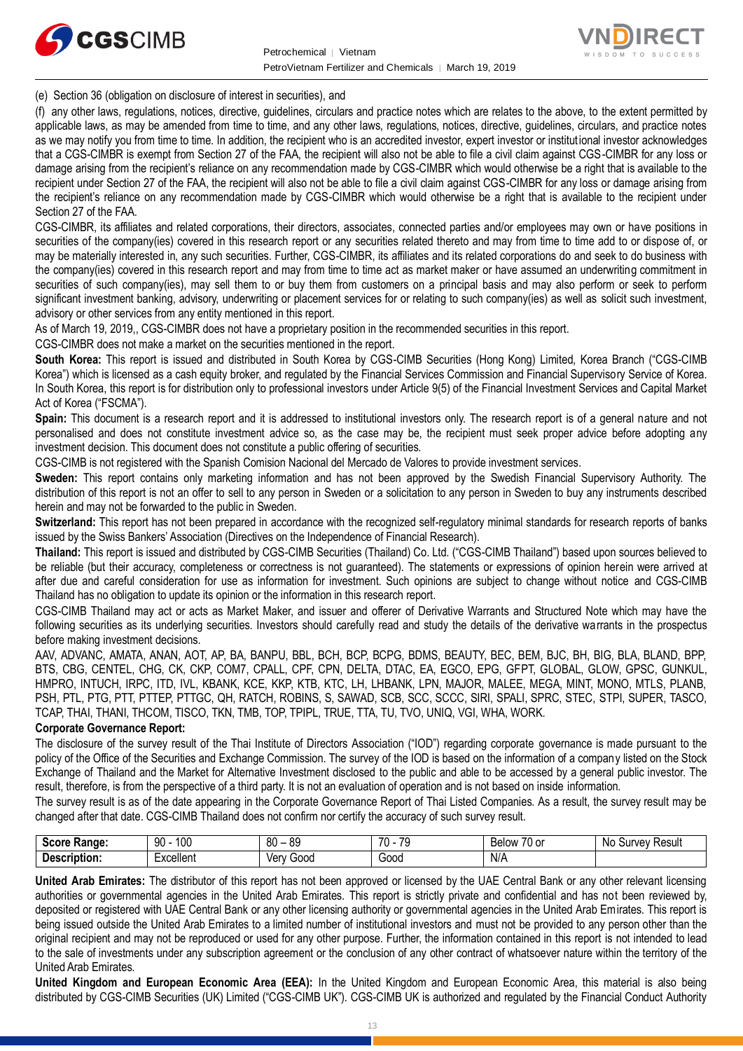(e) Section 36 (obligation on disclosure of interest in securities), and

(f) any other laws, regulations, notices, directive, guidelines, circulars and practice notes which are relates to the above, to the extent permitted by applicable laws, as may be amended from time to time, and any other laws, regulations, notices, directive, guidelines, circulars, and practice notes as we may notify you from time to time. In addition, the recipient who is an accredited investor, expert investor or institutional investor acknowledges that a CGS-CIMBR is exempt from Section 27 of the FAA, the recipient will also not be able to file a civil claim against CGS-CIMBR for any loss or damage arising from the recipient's reliance on any recommendation made by CGS-CIMBR which would otherwise be a right that is available to the recipient under Section 27 of the FAA, the recipient will also not be able to file a civil claim against CGS-CIMBR for any loss or damage arising from the recipient's reliance on any recommendation made by CGS-CIMBR which would otherwise be a right that is available to the recipient under Section 27 of the FAA.

CGS-CIMBR, its affiliates and related corporations, their directors, associates, connected parties and/or employees may own or have positions in securities of the company(ies) covered in this research report or any securities related thereto and may from time to time add to or dispose of, or may be materially interested in, any such securities. Further, CGS-CIMBR, its affiliates and its related corporations do and seek to do business with the company(ies) covered in this research report and may from time to time act as market maker or have assumed an underwriting commitment in securities of such company(ies), may sell them to or buy them from customers on a principal basis and may also perform or seek to perform significant investment banking, advisory, underwriting or placement services for or relating to such company(ies) as well as solicit such investment, advisory or other services from any entity mentioned in this report.

As of March 19, 2019,, CGS-CIMBR does not have a proprietary position in the recommended securities in this report.

CGS-CIMBR does not make a market on the securities mentioned in the report.

**South Korea:** This report is issued and distributed in South Korea by CGS-CIMB Securities (Hong Kong) Limited, Korea Branch ("CGS-CIMB Korea") which is licensed as a cash equity broker, and regulated by the Financial Services Commission and Financial Supervisory Service of Korea. In South Korea, this report is for distribution only to professional investors under Article 9(5) of the Financial Investment Services and Capital Market Act of Korea ("FSCMA").

**Spain:** This document is a research report and it is addressed to institutional investors only. The research report is of a general nature and not personalised and does not constitute investment advice so, as the case may be, the recipient must seek proper advice before adopting any investment decision. This document does not constitute a public offering of securities.

CGS-CIMB is not registered with the Spanish Comision Nacional del Mercado de Valores to provide investment services.

**Sweden:** This report contains only marketing information and has not been approved by the Swedish Financial Supervisory Authority. The distribution of this report is not an offer to sell to any person in Sweden or a solicitation to any person in Sweden to buy any instruments described herein and may not be forwarded to the public in Sweden.

**Switzerland:** This report has not been prepared in accordance with the recognized self-regulatory minimal standards for research reports of banks issued by the Swiss Bankers' Association (Directives on the Independence of Financial Research).

**Thailand:** This report is issued and distributed by CGS-CIMB Securities (Thailand) Co. Ltd. ("CGS-CIMB Thailand") based upon sources believed to be reliable (but their accuracy, completeness or correctness is not guaranteed). The statements or expressions of opinion herein were arrived at after due and careful consideration for use as information for investment. Such opinions are subject to change without notice and CGS-CIMB Thailand has no obligation to update its opinion or the information in this research report.

CGS-CIMB Thailand may act or acts as Market Maker, and issuer and offerer of Derivative Warrants and Structured Note which may have the following securities as its underlying securities. Investors should carefully read and study the details of the derivative warrants in the prospectus before making investment decisions.

AAV, ADVANC, AMATA, ANAN, AOT, AP, BA, BANPU, BBL, BCH, BCP, BCPG, BDMS, BEAUTY, BEC, BEM, BJC, BH, BIG, BLA, BLAND, BPP, BTS, CBG, CENTEL, CHG, CK, CKP, COM7, CPALL, CPF, CPN, DELTA, DTAC, EA, EGCO, EPG, GFPT, GLOBAL, GLOW, GPSC, GUNKUL, HMPRO, INTUCH, IRPC, ITD, IVL, KBANK, KCE, KKP, KTB, KTC, LH, LHBANK, LPN, MAJOR, MALEE, MEGA, MINT, MONO, MTLS, PLANB, PSH, PTL, PTG, PTT, PTTEP, PTTGC, QH, RATCH, ROBINS, S, SAWAD, SCB, SCC, SCCC, SIRI, SPALI, SPRC, STEC, STPI, SUPER, TASCO, TCAP, THAI, THANI, THCOM, TISCO, TKN, TMB, TOP, TPIPL, TRUE, TTA, TU, TVO, UNIQ, VGI, WHA, WORK.

**Corporate Governance Report:**

The disclosure of the survey result of the Thai Institute of Directors Association ("IOD") regarding corporate governance is made pursuant to the policy of the Office of the Securities and Exchange Commission. The survey of the IOD is based on the information of a company listed on the Stock Exchange of Thailand and the Market for Alternative Investment disclosed to the public and able to be accessed by a general public investor. The result, therefore, is from the perspective of a third party. It is not an evaluation of operation and is not based on inside information.

The survey result is as of the date appearing in the Corporate Governance Report of Thai Listed Companies. As a result, the survey result may be changed after that date. CGS-CIMB Thailand does not confirm nor certify the accuracy of such survey result.

| **Score Range:** | 90 - 100 | 80 – 89 | 70 - 79 | Below 70 or | No Survey Result |
|---|---|---|---|---|---|
| **Description:** | Excellent | Very Good | Good | N/A | |

**United Arab Emirates:** The distributor of this report has not been approved or licensed by the UAE Central Bank or any other relevant licensing authorities or governmental agencies in the United Arab Emirates. This report is strictly private and confidential and has not been reviewed by, deposited or registered with UAE Central Bank or any other licensing authority or governmental agencies in the United Arab Emirates. This report is being issued outside the United Arab Emirates to a limited number of institutional investors and must not be provided to any person other than the original recipient and may not be reproduced or used for any other purpose. Further, the information contained in this report is not intended to lead to the sale of investments under any subscription agreement or the conclusion of any other contract of whatsoever nature within the territory of the United Arab Emirates.

**United Kingdom and European Economic Area (EEA):** In the United Kingdom and European Economic Area, this material is also being distributed by CGS-CIMB Securities (UK) Limited ("CGS-CIMB UK"). CGS-CIMB UK is authorized and regulated by the Financial Conduct Authority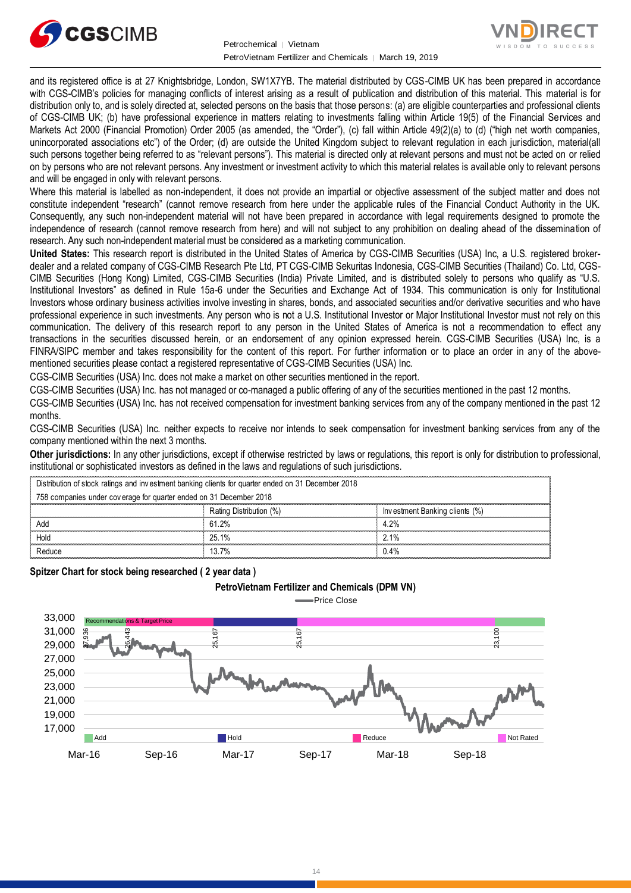and its registered office is at 27 Knightsbridge, London, SW1X7YB. The material distributed by CGS-CIMB UK has been prepared in accordance with CGS-CIMB's policies for managing conflicts of interest arising as a result of publication and distribution of this material. This material is for distribution only to, and is solely directed at, selected persons on the basis that those persons: (a) are eligible counterparties and professional clients of CGS-CIMB UK; (b) have professional experience in matters relating to investments falling within Article 19(5) of the Financial Services and Markets Act 2000 (Financial Promotion) Order 2005 (as amended, the "Order"), (c) fall within Article 49(2)(a) to (d) ("high net worth companies, unincorporated associations etc") of the Order; (d) are outside the United Kingdom subject to relevant regulation in each jurisdiction, material(all such persons together being referred to as "relevant persons"). This material is directed only at relevant persons and must not be acted on or relied on by persons who are not relevant persons. Any investment or investment activity to which this material relates is available only to relevant persons and will be engaged in only with relevant persons.

Where this material is labelled as non-independent, it does not provide an impartial or objective assessment of the subject matter and does not constitute independent "research" (cannot remove research from here under the applicable rules of the Financial Conduct Authority in the UK. Consequently, any such non-independent material will not have been prepared in accordance with legal requirements designed to promote the independence of research (cannot remove research from here) and will not subject to any prohibition on dealing ahead of the dissemination of research. Any such non-independent material must be considered as a marketing communication.

**United States:** This research report is distributed in the United States of America by CGS-CIMB Securities (USA) Inc, a U.S. registered broker-dealer and a related company of CGS-CIMB Research Pte Ltd, PT CGS-CIMB Sekuritas Indonesia, CGS-CIMB Securities (Thailand) Co. Ltd, CGS-CIMB Securities (Hong Kong) Limited, CGS-CIMB Securities (India) Private Limited, and is distributed solely to persons who qualify as "U.S. Institutional Investors" as defined in Rule 15a-6 under the Securities and Exchange Act of 1934. This communication is only for Institutional Investors whose ordinary business activities involve investing in shares, bonds, and associated securities and/or derivative securities and who have professional experience in such investments. Any person who is not a U.S. Institutional Investor or Major Institutional Investor must not rely on this communication. The delivery of this research report to any person in the United States of America is not a recommendation to effect any transactions in the securities discussed herein, or an endorsement of any opinion expressed herein. CGS-CIMB Securities (USA) Inc, is a FINRA/SIPC member and takes responsibility for the content of this report. For further information or to place an order in any of the above-mentioned securities please contact a registered representative of CGS-CIMB Securities (USA) Inc.

CGS-CIMB Securities (USA) Inc. does not make a market on other securities mentioned in the report.

CGS-CIMB Securities (USA) Inc. has not managed or co-managed a public offering of any of the securities mentioned in the past 12 months.

CGS-CIMB Securities (USA) Inc. has not received compensation for investment banking services from any of the company mentioned in the past 12 months.

CGS-CIMB Securities (USA) Inc. neither expects to receive nor intends to seek compensation for investment banking services from any of the company mentioned within the next 3 months.

**Other jurisdictions:** In any other jurisdictions, except if otherwise restricted by laws or regulations, this report is only for distribution to professional, institutional or sophisticated investors as defined in the laws and regulations of such jurisdictions.

| Distribution of stock ratings and investment banking clients for quarter ended on 31 December 2018 | | |
|---|---|---|
| 758 companies under coverage for quarter ended on 31 December 2018 | | |
| | Rating Distribution (%) | Investment Banking clients (%) |
| Add | 61.2% | 4.2% |
| Hold | 25.1% | 2.1% |
| Reduce | 13.7% | 0.4% |

**Spitzer Chart for stock being researched ( 2 year data )**

**PetroVietnam Fertilizer and Chemicals (DPM VN)**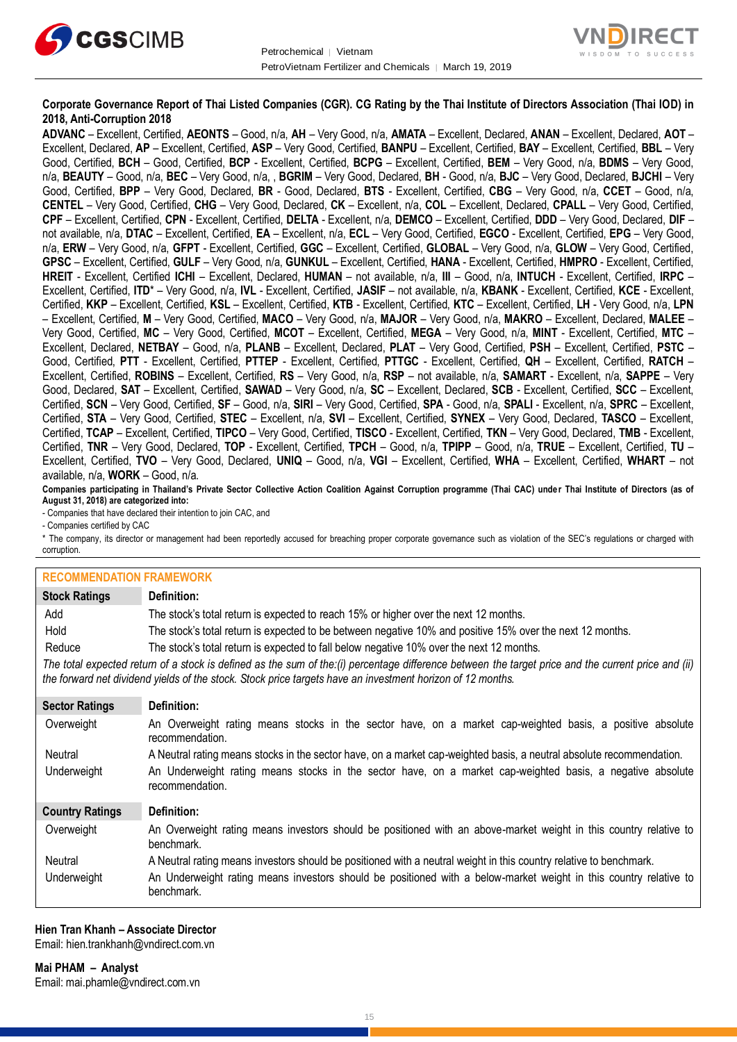**Corporate Governance Report of Thai Listed Companies (CGR). CG Rating by the Thai Institute of Directors Association (Thai IOD) in 2018, Anti-Corruption 2018**

**ADVANC** – Excellent, Certified, **AEONTS** – Good, n/a, **AH** – Very Good, n/a, **AMATA** – Excellent, Declared, **ANAN** – Excellent, Declared, **AOT** – Excellent, Declared, **AP** – Excellent, Certified, **ASP** – Very Good, Certified, **BANPU** – Excellent, Certified, **BAY** – Excellent, Certified, **BBL** – Very Good, Certified, **BCH** – Good, Certified, **BCP** - Excellent, Certified, **BCPG** – Excellent, Certified, **BEM** – Very Good, n/a, **BDMS** – Very Good, n/a, **BEAUTY** – Good, n/a, **BEC** – Very Good, n/a, , **BGRIM** – Very Good, Declared, **BH** - Good, n/a, **BJC** – Very Good, Declared, **BJCHI** – Very Good, Certified, **BPP** – Very Good, Declared, **BR** - Good, Declared, **BTS** - Excellent, Certified, **CBG** – Very Good, n/a, **CCET** – Good, n/a, **CENTEL** – Very Good, Certified, **CHG** – Very Good, Declared, **CK** – Excellent, n/a, **COL** – Excellent, Declared, **CPALL** – Very Good, Certified, **CPF** – Excellent, Certified, **CPN** - Excellent, Certified, **DELTA** - Excellent, n/a, **DEMCO** – Excellent, Certified, **DDD** – Very Good, Declared, **DIF** – not available, n/a, **DTAC** – Excellent, Certified, **EA** – Excellent, n/a, **ECL** – Very Good, Certified, **EGCO** - Excellent, Certified, **EPG** – Very Good, n/a, **ERW** – Very Good, n/a, **GFPT** - Excellent, Certified, **GGC** – Excellent, Certified, **GLOBAL** – Very Good, n/a, **GLOW** – Very Good, Certified, **GPSC** – Excellent, Certified, **GULF** – Very Good, n/a, **GUNKUL** – Excellent, Certified, **HANA** - Excellent, Certified, **HMPRO** - Excellent, Certified, **HREIT** - Excellent, Certified **ICHI** – Excellent, Declared, **HUMAN** – not available, n/a, **III** – Good, n/a, **INTUCH** - Excellent, Certified, **IRPC** – Excellent, Certified, **ITD**\* – Very Good, n/a, **IVL** - Excellent, Certified, **JASIF** – not available, n/a, **KBANK** - Excellent, Certified, **KCE** - Excellent, Certified, **KKP** – Excellent, Certified, **KSL** – Excellent, Certified, **KTB** - Excellent, Certified, **KTC** – Excellent, Certified, **LH** - Very Good, n/a, **LPN** – Excellent, Certified, **M** – Very Good, Certified, **MACO** – Very Good, n/a, **MAJOR** – Very Good, n/a, **MAKRO** – Excellent, Declared, **MALEE** – Very Good, Certified, **MC** – Very Good, Certified, **MCOT** – Excellent, Certified, **MEGA** – Very Good, n/a, **MINT** - Excellent, Certified, **MTC** – Excellent, Declared, **NETBAY** – Good, n/a, **PLANB** – Excellent, Declared, **PLAT** – Very Good, Certified, **PSH** – Excellent, Certified, **PSTC** – Good, Certified, **PTT** - Excellent, Certified, **PTTEP** - Excellent, Certified, **PTTGC** - Excellent, Certified, **QH** – Excellent, Certified, **RATCH** – Excellent, Certified, **ROBINS** – Excellent, Certified, **RS** – Very Good, n/a, **RSP** – not available, n/a, **SAMART** - Excellent, n/a, **SAPPE** – Very Good, Declared, **SAT** – Excellent, Certified, **SAWAD** – Very Good, n/a, **SC** – Excellent, Declared, **SCB** - Excellent, Certified, **SCC** – Excellent, Certified, **SCN** – Very Good, Certified, **SF** – Good, n/a, **SIRI** – Very Good, Certified, **SPA** - Good, n/a, **SPALI** - Excellent, n/a, **SPRC** – Excellent, Certified, **STA** – Very Good, Certified, **STEC** – Excellent, n/a, **SVI** – Excellent, Certified, **SYNEX** – Very Good, Declared, **TASCO** – Excellent, Certified, **TCAP** – Excellent, Certified, **TIPCO** – Very Good, Certified, **TISCO** - Excellent, Certified, **TKN** – Very Good, Declared, **TMB** - Excellent, Certified, **TNR** – Very Good, Declared, **TOP** - Excellent, Certified, **TPCH** – Good, n/a, **TPIPP** – Good, n/a, **TRUE** – Excellent, Certified, **TU** – Excellent, Certified, **TVO** – Very Good, Declared, **UNIQ** – Good, n/a, **VGI** – Excellent, Certified, **WHA** – Excellent, Certified, **WHART** – not available, n/a, **WORK** – Good, n/a.

**Companies participating in Thailand's Private Sector Collective Action Coalition Against Corruption programme (Thai CAC) under Thai Institute of Directors (as of August 31, 2018) are categorized into:**

- Companies that have declared their intention to join CAC, and
- Companies certified by CAC

\* The company, its director or management had been reportedly accused for breaching proper corporate governance such as violation of the SEC's regulations or charged with corruption.

## RECOMMENDATION FRAMEWORK

| Stock Ratings | Definition: |
|---|---|
| Add | The stock's total return is expected to reach 15% or higher over the next 12 months. |
| Hold | The stock's total return is expected to be between negative 10% and positive 15% over the next 12 months. |
| Reduce | The stock's total return is expected to fall below negative 10% over the next 12 months. |

*The total expected return of a stock is defined as the sum of the:(i) percentage difference between the target price and the current price and (ii) the forward net dividend yields of the stock. Stock price targets have an investment horizon of 12 months.*

| Sector Ratings | Definition: |
|---|---|
| Overweight | An Overweight rating means stocks in the sector have, on a market cap-weighted basis, a positive absolute recommendation. |
| Neutral | A Neutral rating means stocks in the sector have, on a market cap-weighted basis, a neutral absolute recommendation. |
| Underweight | An Underweight rating means stocks in the sector have, on a market cap-weighted basis, a negative absolute recommendation. |

| Country Ratings | Definition: |
|---|---|
| Overweight | An Overweight rating means investors should be positioned with an above-market weight in this country relative to benchmark. |
| Neutral | A Neutral rating means investors should be positioned with a neutral weight in this country relative to benchmark. |
| Underweight | An Underweight rating means investors should be positioned with a below-market weight in this country relative to benchmark. |

**Hien Tran Khanh – Associate Director**
Email: hien.trankhanh@vndirect.com.vn

**Mai PHAM – Analyst**
Email: mai.phamle@vndirect.com.vn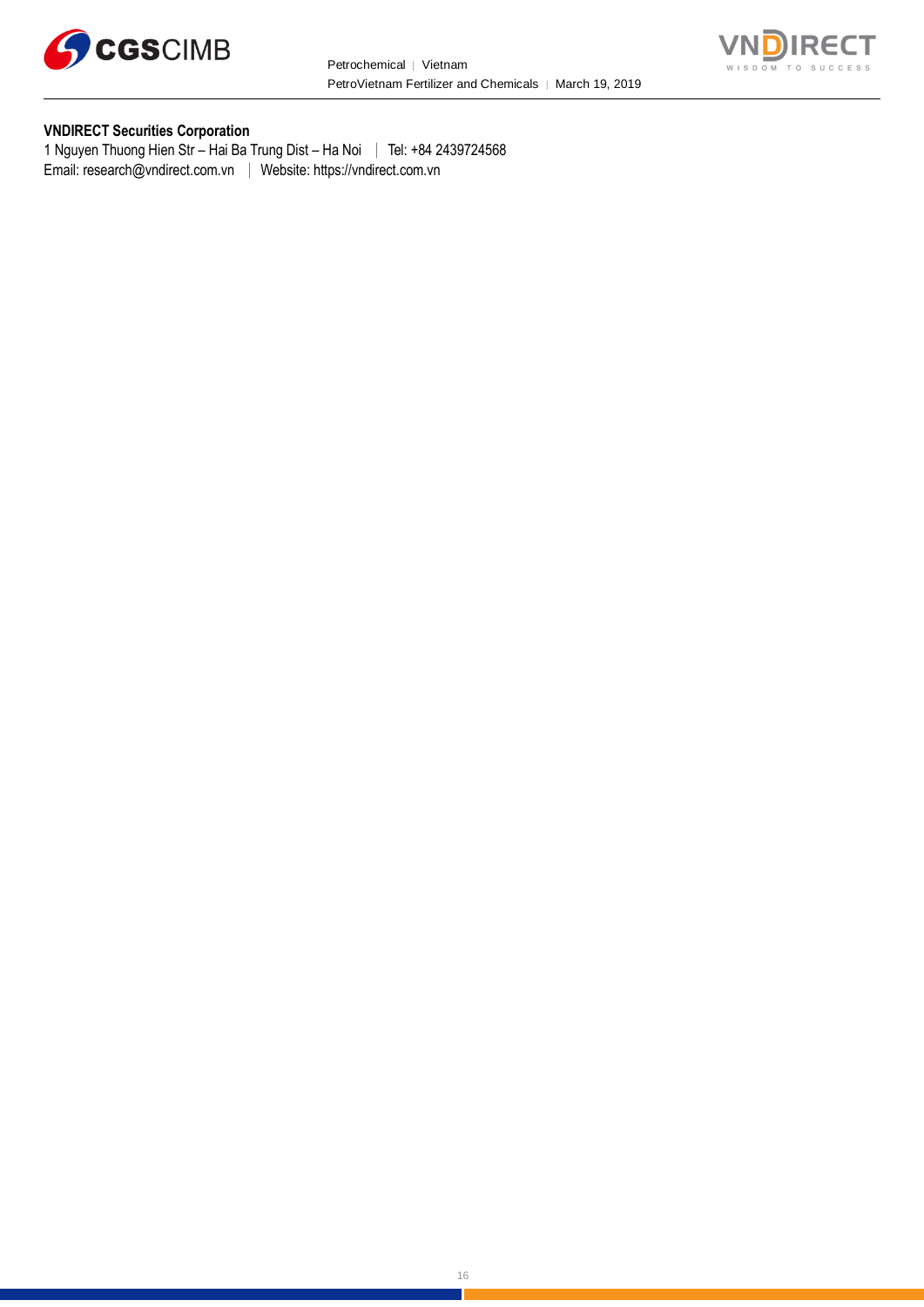**VNDIRECT Securities Corporation**

1 Nguyen Thuong Hien Str – Hai Ba Trung Dist – Ha Noi | Tel: +84 2439724568

Email: research@vndirect.com.vn | Website: https://vndirect.com.vn